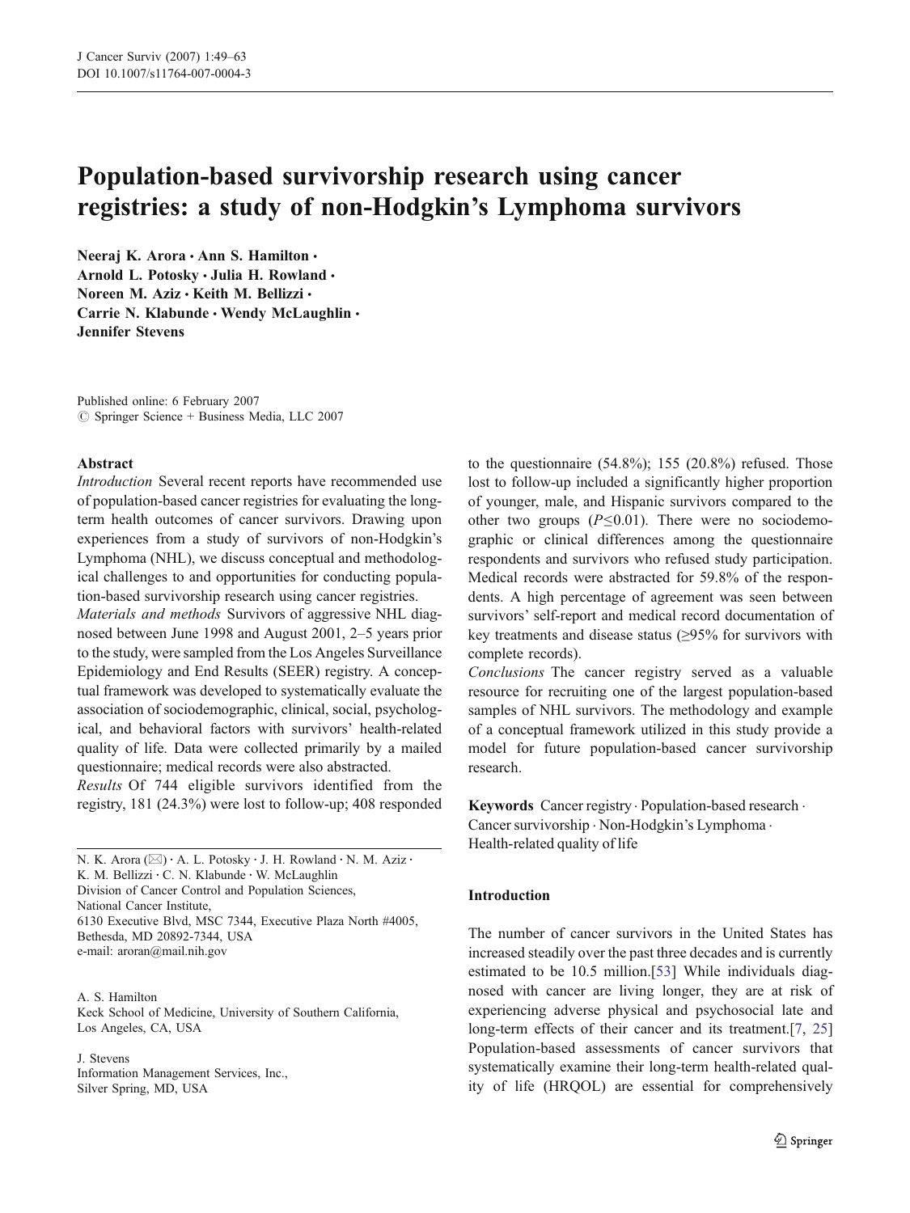# Population-based survivorship research using cancer registries: a study of non-Hodgkin's Lymphoma survivors

**Neeraj K. Arora · Ann S. Hamilton · Arnold L. Potosky · Julia H. Rowland · Noreen M. Aziz · Keith M. Bellizzi · Carrie N. Klabunde · Wendy McLaughlin · Jennifer Stevens**

Published online: 6 February 2007
© Springer Science + Business Media, LLC 2007

## Abstract

*Introduction* Several recent reports have recommended use of population-based cancer registries for evaluating the long-term health outcomes of cancer survivors. Drawing upon experiences from a study of survivors of non-Hodgkin's Lymphoma (NHL), we discuss conceptual and methodological challenges to and opportunities for conducting population-based survivorship research using cancer registries.

*Materials and methods* Survivors of aggressive NHL diagnosed between June 1998 and August 2001, 2–5 years prior to the study, were sampled from the Los Angeles Surveillance Epidemiology and End Results (SEER) registry. A conceptual framework was developed to systematically evaluate the association of sociodemographic, clinical, social, psychological, and behavioral factors with survivors' health-related quality of life. Data were collected primarily by a mailed questionnaire; medical records were also abstracted.

*Results* Of 744 eligible survivors identified from the registry, 181 (24.3%) were lost to follow-up; 408 responded to the questionnaire (54.8%); 155 (20.8%) refused. Those lost to follow-up included a significantly higher proportion of younger, male, and Hispanic survivors compared to the other two groups ($P \leq 0.01$). There were no sociodemographic or clinical differences among the questionnaire respondents and survivors who refused study participation. Medical records were abstracted for 59.8% of the respondents. A high percentage of agreement was seen between survivors' self-report and medical record documentation of key treatments and disease status (≥95% for survivors with complete records).

*Conclusions* The cancer registry served as a valuable resource for recruiting one of the largest population-based samples of NHL survivors. The methodology and example of a conceptual framework utilized in this study provide a model for future population-based cancer survivorship research.

**Keywords** Cancer registry · Population-based research · Cancer survivorship · Non-Hodgkin's Lymphoma · Health-related quality of life

N. K. Arora (✉) · A. L. Potosky · J. H. Rowland · N. M. Aziz · K. M. Bellizzi · C. N. Klabunde · W. McLaughlin
Division of Cancer Control and Population Sciences, National Cancer Institute, 6130 Executive Blvd, MSC 7344, Executive Plaza North #4005, Bethesda, MD 20892-7344, USA
e-mail: aroran@mail.nih.gov

A. S. Hamilton
Keck School of Medicine, University of Southern California, Los Angeles, CA, USA

J. Stevens
Information Management Services, Inc., Silver Spring, MD, USA

## Introduction

The number of cancer survivors in the United States has increased steadily over the past three decades and is currently estimated to be 10.5 million.[53] While individuals diagnosed with cancer are living longer, they are at risk of experiencing adverse physical and psychosocial late and long-term effects of their cancer and its treatment.[7, 25] Population-based assessments of cancer survivors that systematically examine their long-term health-related quality of life (HRQOL) are essential for comprehensively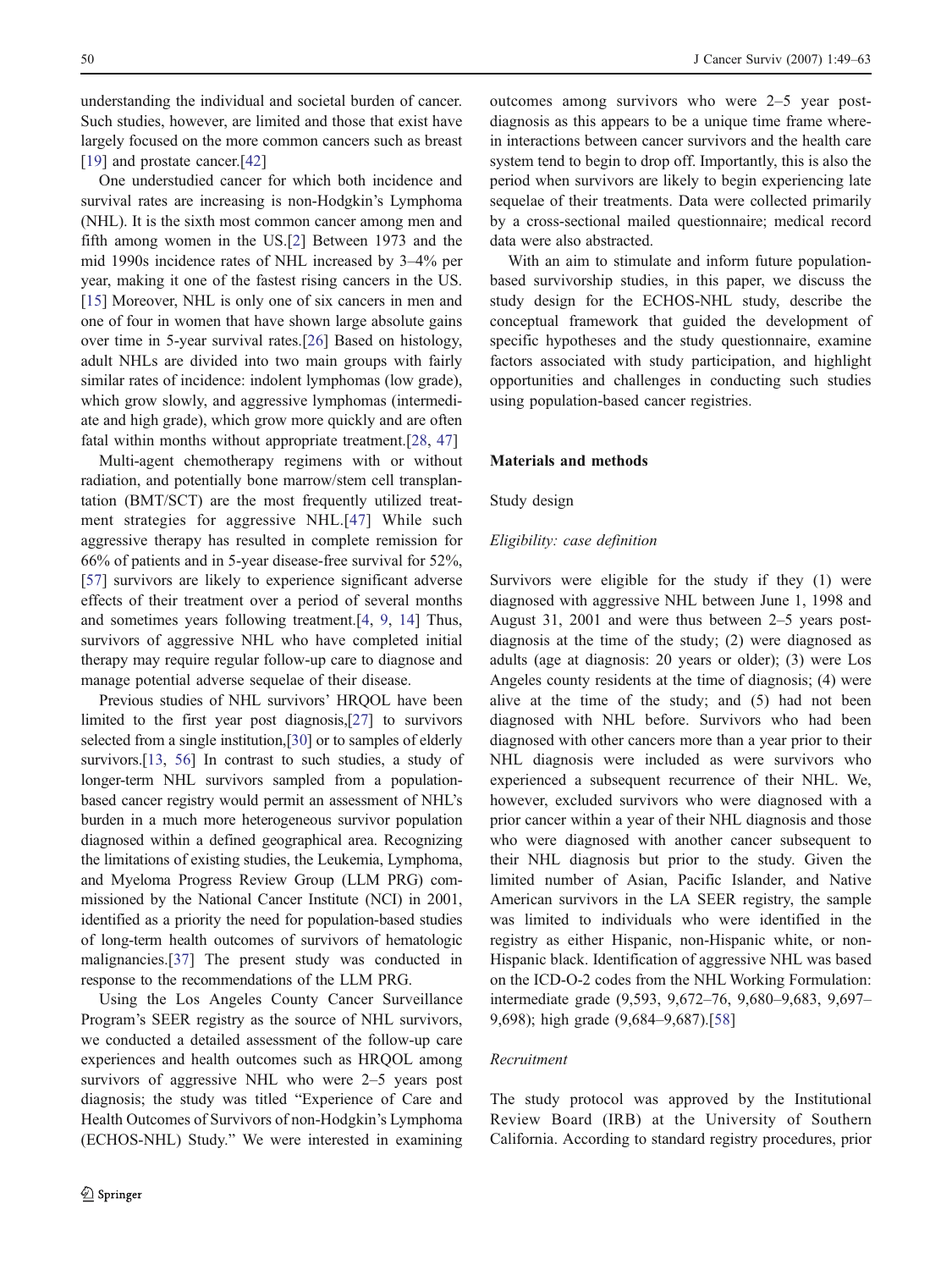understanding the individual and societal burden of cancer. Such studies, however, are limited and those that exist have largely focused on the more common cancers such as breast [19] and prostate cancer.[42]

One understudied cancer for which both incidence and survival rates are increasing is non-Hodgkin's Lymphoma (NHL). It is the sixth most common cancer among men and fifth among women in the US.[2] Between 1973 and the mid 1990s incidence rates of NHL increased by 3–4% per year, making it one of the fastest rising cancers in the US.[15] Moreover, NHL is only one of six cancers in men and one of four in women that have shown large absolute gains over time in 5-year survival rates.[26] Based on histology, adult NHLs are divided into two main groups with fairly similar rates of incidence: indolent lymphomas (low grade), which grow slowly, and aggressive lymphomas (intermediate and high grade), which grow more quickly and are often fatal within months without appropriate treatment.[28, 47]

Multi-agent chemotherapy regimens with or without radiation, and potentially bone marrow/stem cell transplantation (BMT/SCT) are the most frequently utilized treatment strategies for aggressive NHL.[47] While such aggressive therapy has resulted in complete remission for 66% of patients and in 5-year disease-free survival for 52%,[57] survivors are likely to experience significant adverse effects of their treatment over a period of several months and sometimes years following treatment.[4, 9, 14] Thus, survivors of aggressive NHL who have completed initial therapy may require regular follow-up care to diagnose and manage potential adverse sequelae of their disease.

Previous studies of NHL survivors' HRQOL have been limited to the first year post diagnosis,[27] to survivors selected from a single institution,[30] or to samples of elderly survivors.[13, 56] In contrast to such studies, a study of longer-term NHL survivors sampled from a population-based cancer registry would permit an assessment of NHL's burden in a much more heterogeneous survivor population diagnosed within a defined geographical area. Recognizing the limitations of existing studies, the Leukemia, Lymphoma, and Myeloma Progress Review Group (LLM PRG) commissioned by the National Cancer Institute (NCI) in 2001, identified as a priority the need for population-based studies of long-term health outcomes of survivors of hematologic malignancies.[37] The present study was conducted in response to the recommendations of the LLM PRG.

Using the Los Angeles County Cancer Surveillance Program's SEER registry as the source of NHL survivors, we conducted a detailed assessment of the follow-up care experiences and health outcomes such as HRQOL among survivors of aggressive NHL who were 2–5 years post diagnosis; the study was titled "Experience of Care and Health Outcomes of Survivors of non-Hodgkin's Lymphoma (ECHOS-NHL) Study." We were interested in examining outcomes among survivors who were 2–5 year post-diagnosis as this appears to be a unique time frame wherein interactions between cancer survivors and the health care system tend to begin to drop off. Importantly, this is also the period when survivors are likely to begin experiencing late sequelae of their treatments. Data were collected primarily by a cross-sectional mailed questionnaire; medical record data were also abstracted.

With an aim to stimulate and inform future population-based survivorship studies, in this paper, we discuss the study design for the ECHOS-NHL study, describe the conceptual framework that guided the development of specific hypotheses and the study questionnaire, examine factors associated with study participation, and highlight opportunities and challenges in conducting such studies using population-based cancer registries.

## Materials and methods

### Study design

#### *Eligibility: case definition*

Survivors were eligible for the study if they (1) were diagnosed with aggressive NHL between June 1, 1998 and August 31, 2001 and were thus between 2–5 years post-diagnosis at the time of the study; (2) were diagnosed as adults (age at diagnosis: 20 years or older); (3) were Los Angeles county residents at the time of diagnosis; (4) were alive at the time of the study; and (5) had not been diagnosed with NHL before. Survivors who had been diagnosed with other cancers more than a year prior to their NHL diagnosis were included as were survivors who experienced a subsequent recurrence of their NHL. We, however, excluded survivors who were diagnosed with a prior cancer within a year of their NHL diagnosis and those who were diagnosed with another cancer subsequent to their NHL diagnosis but prior to the study. Given the limited number of Asian, Pacific Islander, and Native American survivors in the LA SEER registry, the sample was limited to individuals who were identified in the registry as either Hispanic, non-Hispanic white, or non-Hispanic black. Identification of aggressive NHL was based on the ICD-O-2 codes from the NHL Working Formulation: intermediate grade (9,593, 9,672–76, 9,680–9,683, 9,697–9,698); high grade (9,684–9,687).[58]

#### *Recruitment*

The study protocol was approved by the Institutional Review Board (IRB) at the University of Southern California. According to standard registry procedures, prior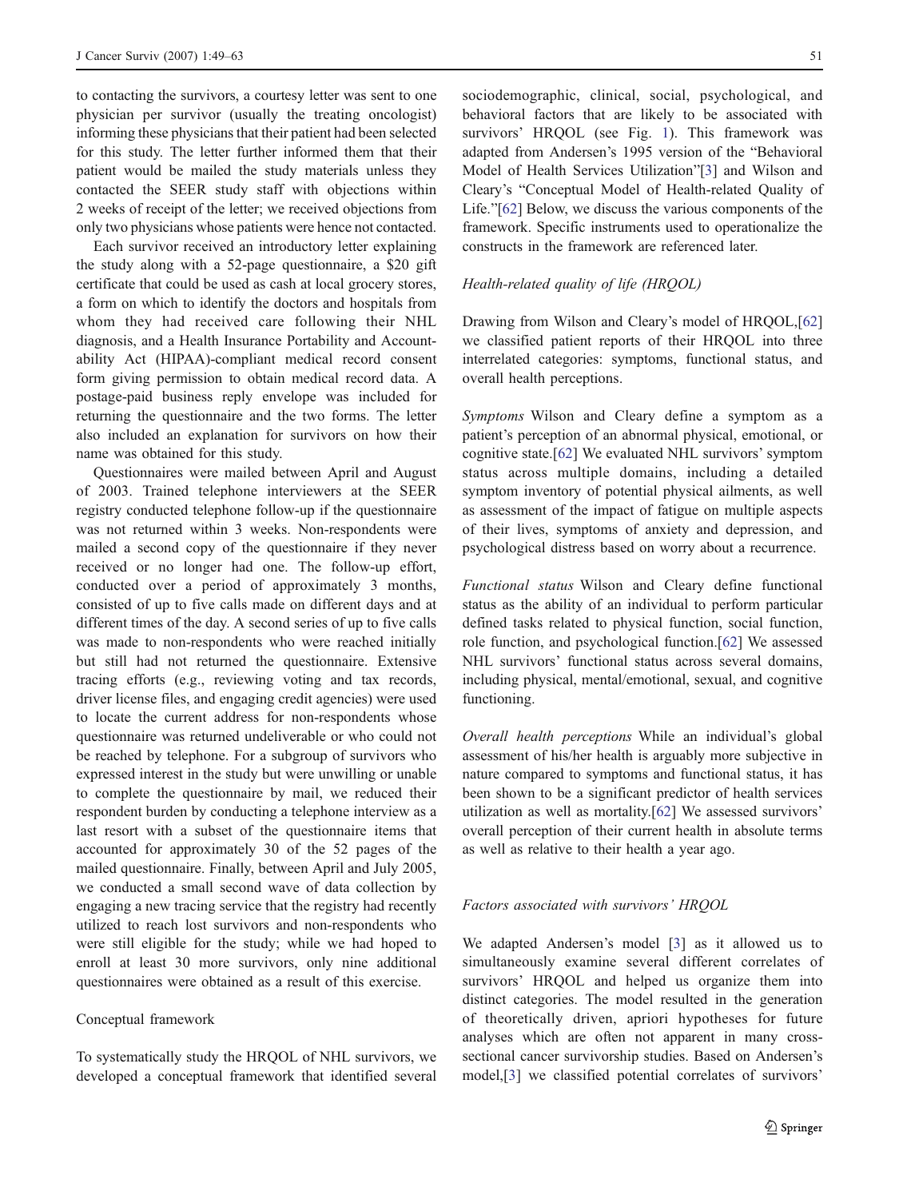to contacting the survivors, a courtesy letter was sent to one physician per survivor (usually the treating oncologist) informing these physicians that their patient had been selected for this study. The letter further informed them that their patient would be mailed the study materials unless they contacted the SEER study staff with objections within 2 weeks of receipt of the letter; we received objections from only two physicians whose patients were hence not contacted.

Each survivor received an introductory letter explaining the study along with a 52-page questionnaire, a $20 gift certificate that could be used as cash at local grocery stores, a form on which to identify the doctors and hospitals from whom they had received care following their NHL diagnosis, and a Health Insurance Portability and Accountability Act (HIPAA)-compliant medical record consent form giving permission to obtain medical record data. A postage-paid business reply envelope was included for returning the questionnaire and the two forms. The letter also included an explanation for survivors on how their name was obtained for this study.

Questionnaires were mailed between April and August of 2003. Trained telephone interviewers at the SEER registry conducted telephone follow-up if the questionnaire was not returned within 3 weeks. Non-respondents were mailed a second copy of the questionnaire if they never received or no longer had one. The follow-up effort, conducted over a period of approximately 3 months, consisted of up to five calls made on different days and at different times of the day. A second series of up to five calls was made to non-respondents who were reached initially but still had not returned the questionnaire. Extensive tracing efforts (e.g., reviewing voting and tax records, driver license files, and engaging credit agencies) were used to locate the current address for non-respondents whose questionnaire was returned undeliverable or who could not be reached by telephone. For a subgroup of survivors who expressed interest in the study but were unwilling or unable to complete the questionnaire by mail, we reduced their respondent burden by conducting a telephone interview as a last resort with a subset of the questionnaire items that accounted for approximately 30 of the 52 pages of the mailed questionnaire. Finally, between April and July 2005, we conducted a small second wave of data collection by engaging a new tracing service that the registry had recently utilized to reach lost survivors and non-respondents who were still eligible for the study; while we had hoped to enroll at least 30 more survivors, only nine additional questionnaires were obtained as a result of this exercise.

## Conceptual framework

To systematically study the HRQOL of NHL survivors, we developed a conceptual framework that identified several sociodemographic, clinical, social, psychological, and behavioral factors that are likely to be associated with survivors' HRQOL (see Fig. 1). This framework was adapted from Andersen's 1995 version of the "Behavioral Model of Health Services Utilization"[3] and Wilson and Cleary's "Conceptual Model of Health-related Quality of Life."[62] Below, we discuss the various components of the framework. Specific instruments used to operationalize the constructs in the framework are referenced later.

### *Health-related quality of life (HRQOL)*

Drawing from Wilson and Cleary's model of HRQOL,[62] we classified patient reports of their HRQOL into three interrelated categories: symptoms, functional status, and overall health perceptions.

*Symptoms* Wilson and Cleary define a symptom as a patient's perception of an abnormal physical, emotional, or cognitive state.[62] We evaluated NHL survivors' symptom status across multiple domains, including a detailed symptom inventory of potential physical ailments, as well as assessment of the impact of fatigue on multiple aspects of their lives, symptoms of anxiety and depression, and psychological distress based on worry about a recurrence.

*Functional status* Wilson and Cleary define functional status as the ability of an individual to perform particular defined tasks related to physical function, social function, role function, and psychological function.[62] We assessed NHL survivors' functional status across several domains, including physical, mental/emotional, sexual, and cognitive functioning.

*Overall health perceptions* While an individual's global assessment of his/her health is arguably more subjective in nature compared to symptoms and functional status, it has been shown to be a significant predictor of health services utilization as well as mortality.[62] We assessed survivors' overall perception of their current health in absolute terms as well as relative to their health a year ago.

### *Factors associated with survivors' HRQOL*

We adapted Andersen's model [3] as it allowed us to simultaneously examine several different correlates of survivors' HRQOL and helped us organize them into distinct categories. The model resulted in the generation of theoretically driven, apriori hypotheses for future analyses which are often not apparent in many cross-sectional cancer survivorship studies. Based on Andersen's model,[3] we classified potential correlates of survivors'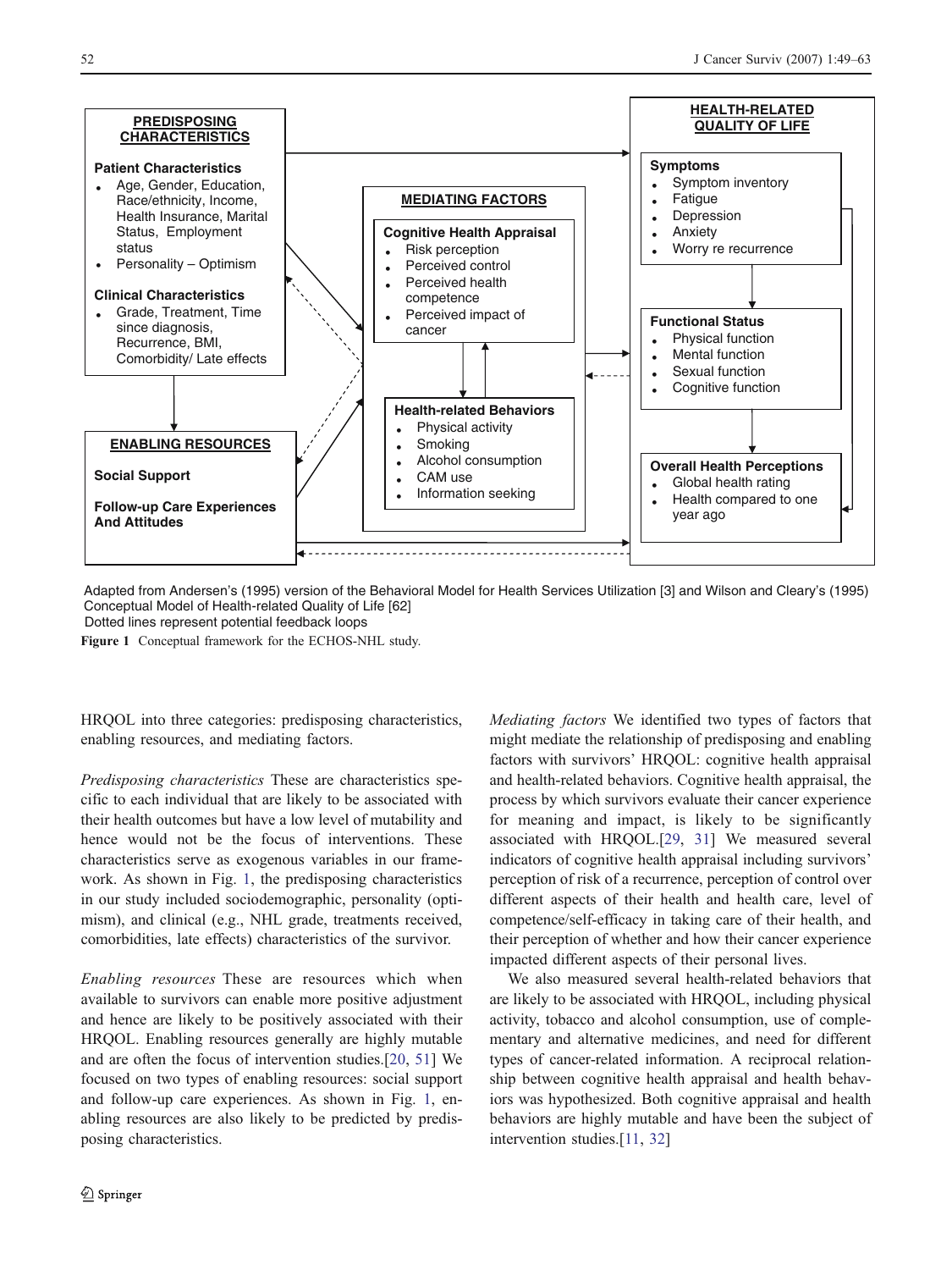PREDISPOSING CHARACTERISTICS

**Patient Characteristics**
- Age, Gender, Education, Race/ethnicity, Income, Health Insurance, Marital Status, Employment status
- Personality – Optimism

**Clinical Characteristics**
- Grade, Treatment, Time since diagnosis, Recurrence, BMI, Comorbidity/ Late effects

ENABLING RESOURCES

**Social Support**

**Follow-up Care Experiences And Attitudes**

MEDIATING FACTORS

**Cognitive Health Appraisal**
- Risk perception
- Perceived control
- Perceived health competence
- Perceived impact of cancer

**Health-related Behaviors**
- Physical activity
- Smoking
- Alcohol consumption
- CAM use
- Information seeking

HEALTH-RELATED QUALITY OF LIFE

**Symptoms**
- Symptom inventory
- Fatigue
- Depression
- Anxiety
- Worry re recurrence

**Functional Status**
- Physical function
- Mental function
- Sexual function
- Cognitive function

**Overall Health Perceptions**
- Global health rating
- Health compared to one year ago

Adapted from Andersen's (1995) version of the Behavioral Model for Health Services Utilization [3] and Wilson and Cleary's (1995) Conceptual Model of Health-related Quality of Life [62]
Dotted lines represent potential feedback loops

**Figure 1** Conceptual framework for the ECHOS-NHL study.

HRQOL into three categories: predisposing characteristics, enabling resources, and mediating factors.

*Predisposing characteristics* These are characteristics specific to each individual that are likely to be associated with their health outcomes but have a low level of mutability and hence would not be the focus of interventions. These characteristics serve as exogenous variables in our framework. As shown in Fig. 1, the predisposing characteristics in our study included sociodemographic, personality (optimism), and clinical (e.g., NHL grade, treatments received, comorbidities, late effects) characteristics of the survivor.

*Enabling resources* These are resources which when available to survivors can enable more positive adjustment and hence are likely to be positively associated with their HRQOL. Enabling resources generally are highly mutable and are often the focus of intervention studies.[20, 51] We focused on two types of enabling resources: social support and follow-up care experiences. As shown in Fig. 1, enabling resources are also likely to be predicted by predisposing characteristics.

*Mediating factors* We identified two types of factors that might mediate the relationship of predisposing and enabling factors with survivors' HRQOL: cognitive health appraisal and health-related behaviors. Cognitive health appraisal, the process by which survivors evaluate their cancer experience for meaning and impact, is likely to be significantly associated with HRQOL.[29, 31] We measured several indicators of cognitive health appraisal including survivors' perception of risk of a recurrence, perception of control over different aspects of their health and health care, level of competence/self-efficacy in taking care of their health, and their perception of whether and how their cancer experience impacted different aspects of their personal lives.

We also measured several health-related behaviors that are likely to be associated with HRQOL, including physical activity, tobacco and alcohol consumption, use of complementary and alternative medicines, and need for different types of cancer-related information. A reciprocal relationship between cognitive health appraisal and health behaviors was hypothesized. Both cognitive appraisal and health behaviors are highly mutable and have been the subject of intervention studies.[11, 32]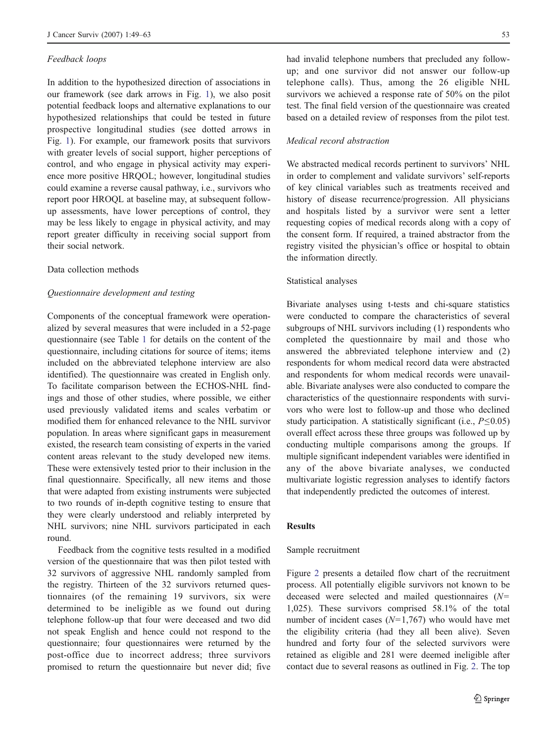### *Feedback loops*

In addition to the hypothesized direction of associations in our framework (see dark arrows in Fig. 1), we also posit potential feedback loops and alternative explanations to our hypothesized relationships that could be tested in future prospective longitudinal studies (see dotted arrows in Fig. 1). For example, our framework posits that survivors with greater levels of social support, higher perceptions of control, and who engage in physical activity may experience more positive HRQOL; however, longitudinal studies could examine a reverse causal pathway, i.e., survivors who report poor HROQL at baseline may, at subsequent follow-up assessments, have lower perceptions of control, they may be less likely to engage in physical activity, and may report greater difficulty in receiving social support from their social network.

## Data collection methods

### *Questionnaire development and testing*

Components of the conceptual framework were operationalized by several measures that were included in a 52-page questionnaire (see Table 1 for details on the content of the questionnaire, including citations for source of items; items included on the abbreviated telephone interview are also identified). The questionnaire was created in English only. To facilitate comparison between the ECHOS-NHL findings and those of other studies, where possible, we either used previously validated items and scales verbatim or modified them for enhanced relevance to the NHL survivor population. In areas where significant gaps in measurement existed, the research team consisting of experts in the varied content areas relevant to the study developed new items. These were extensively tested prior to their inclusion in the final questionnaire. Specifically, all new items and those that were adapted from existing instruments were subjected to two rounds of in-depth cognitive testing to ensure that they were clearly understood and reliably interpreted by NHL survivors; nine NHL survivors participated in each round.

Feedback from the cognitive tests resulted in a modified version of the questionnaire that was then pilot tested with 32 survivors of aggressive NHL randomly sampled from the registry. Thirteen of the 32 survivors returned questionnaires (of the remaining 19 survivors, six were determined to be ineligible as we found out during telephone follow-up that four were deceased and two did not speak English and hence could not respond to the questionnaire; four questionnaires were returned by the post-office due to incorrect address; three survivors promised to return the questionnaire but never did; five had invalid telephone numbers that precluded any follow-up; and one survivor did not answer our follow-up telephone calls). Thus, among the 26 eligible NHL survivors we achieved a response rate of 50% on the pilot test. The final field version of the questionnaire was created based on a detailed review of responses from the pilot test.

### *Medical record abstraction*

We abstracted medical records pertinent to survivors' NHL in order to complement and validate survivors' self-reports of key clinical variables such as treatments received and history of disease recurrence/progression. All physicians and hospitals listed by a survivor were sent a letter requesting copies of medical records along with a copy of the consent form. If required, a trained abstractor from the registry visited the physician's office or hospital to obtain the information directly.

## Statistical analyses

Bivariate analyses using t-tests and chi-square statistics were conducted to compare the characteristics of several subgroups of NHL survivors including (1) respondents who completed the questionnaire by mail and those who answered the abbreviated telephone interview and (2) respondents for whom medical record data were abstracted and respondents for whom medical records were unavailable. Bivariate analyses were also conducted to compare the characteristics of the questionnaire respondents with survivors who were lost to follow-up and those who declined study participation. A statistically significant (i.e., $P \leq 0.05$) overall effect across these three groups was followed up by conducting multiple comparisons among the groups. If multiple significant independent variables were identified in any of the above bivariate analyses, we conducted multivariate logistic regression analyses to identify factors that independently predicted the outcomes of interest.

# Results

## Sample recruitment

Figure 2 presents a detailed flow chart of the recruitment process. All potentially eligible survivors not known to be deceased were selected and mailed questionnaires ($N=$ 1,025). These survivors comprised 58.1% of the total number of incident cases ($N=1,767$) who would have met the eligibility criteria (had they all been alive). Seven hundred and forty four of the selected survivors were retained as eligible and 281 were deemed ineligible after contact due to several reasons as outlined in Fig. 2. The top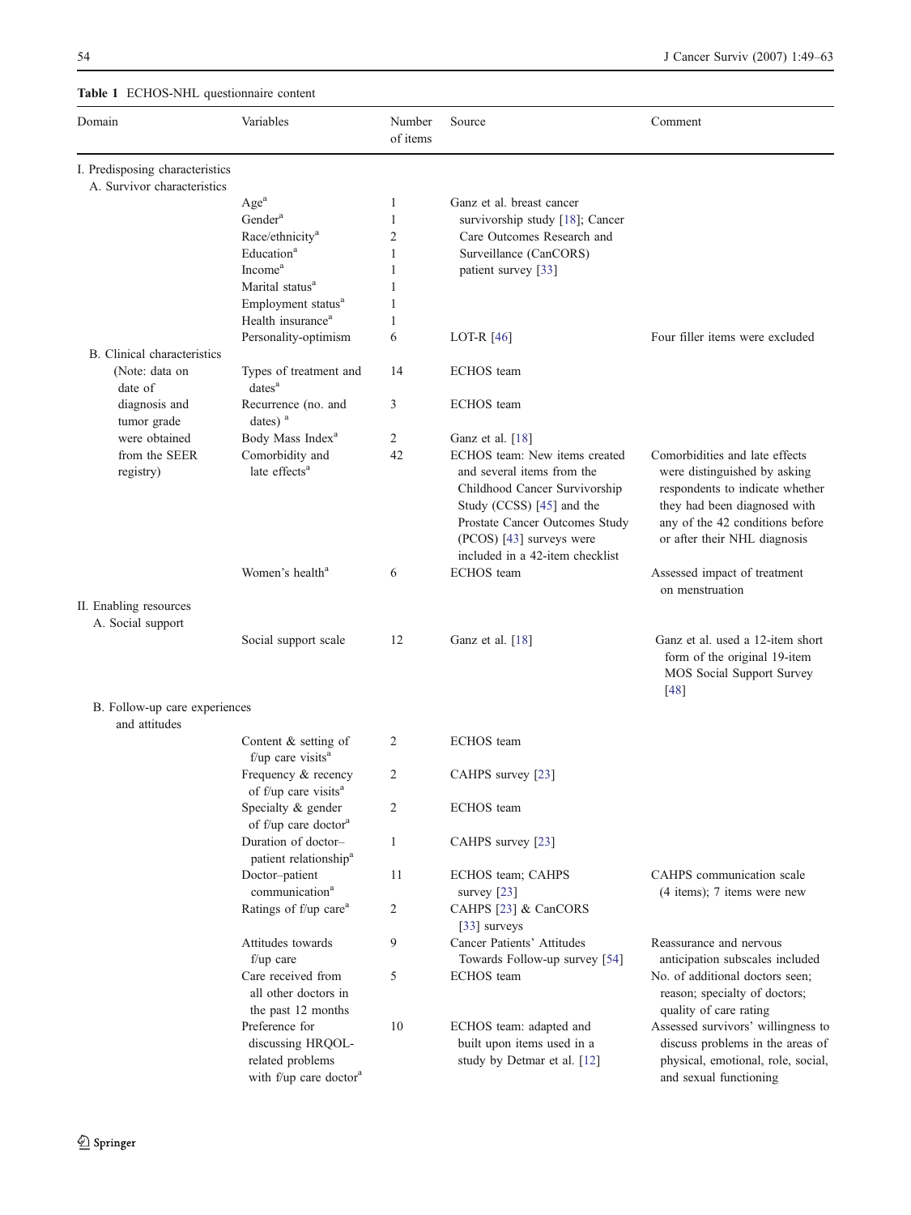**Table 1** ECHOS-NHL questionnaire content

| Domain | Variables | Number of items | Source | Comment |
|---|---|---|---|---|
| I. Predisposing characteristics | | | | |
| A. Survivor characteristics | | | | |
| | Age[a] | 1 | Ganz et al. breast cancer survivorship study [18]; Cancer Care Outcomes Research and Surveillance (CanCORS) patient survey [33] | |
| | Gender[a] | 1 | | |
| | Race/ethnicity[a] | 2 | | |
| | Education[a] | 1 | | |
| | Income[a] | 1 | | |
| | Marital status[a] | 1 | | |
| | Employment status[a] | 1 | | |
| | Health insurance[a] | 1 | | |
| | Personality-optimism | 6 | LOT-R [46] | Four filler items were excluded |
| B. Clinical characteristics (Note: data on date of diagnosis and tumor grade were obtained from the SEER registry) | Types of treatment and dates[a] | 14 | ECHOS team | |
| | Recurrence (no. and dates) [a] | 3 | ECHOS team | |
| | Body Mass Index[a] | 2 | Ganz et al. [18] | |
| | Comorbidity and late effects[a] | 42 | ECHOS team: New items created and several items from the Childhood Cancer Survivorship Study (CCSS) [45] and the Prostate Cancer Outcomes Study (PCOS) [43] surveys were included in a 42-item checklist | Comorbidities and late effects were distinguished by asking respondents to indicate whether they had been diagnosed with any of the 42 conditions before or after their NHL diagnosis |
| | Women's health[a] | 6 | ECHOS team | Assessed impact of treatment on menstruation |
| II. Enabling resources | | | | |
| A. Social support | | | | |
| | Social support scale | 12 | Ganz et al. [18] | Ganz et al. used a 12-item short form of the original 19-item MOS Social Support Survey [48] |
| B. Follow-up care experiences and attitudes | | | | |
| | Content & setting of f/up care visits[a] | 2 | ECHOS team | |
| | Frequency & recency of f/up care visits[a] | 2 | CAHPS survey [23] | |
| | Specialty & gender of f/up care doctor[a] | 2 | ECHOS team | |
| | Duration of doctor–patient relationship[a] | 1 | CAHPS survey [23] | |
| | Doctor–patient communication[a] | 11 | ECHOS team; CAHPS survey [23] | CAHPS communication scale (4 items); 7 items were new |
| | Ratings of f/up care[a] | 2 | CAHPS [23] & CanCORS [33] surveys | |
| | Attitudes towards f/up care | 9 | Cancer Patients' Attitudes Towards Follow-up survey [54] | Reassurance and nervous anticipation subscales included |
| | Care received from all other doctors in the past 12 months | 5 | ECHOS team | No. of additional doctors seen; reason; specialty of doctors; quality of care rating |
| | Preference for discussing HRQOL-related problems with f/up care doctor[a] | 10 | ECHOS team: adapted and built upon items used in a study by Detmar et al. [12] | Assessed survivors' willingness to discuss problems in the areas of physical, emotional, role, social, and sexual functioning |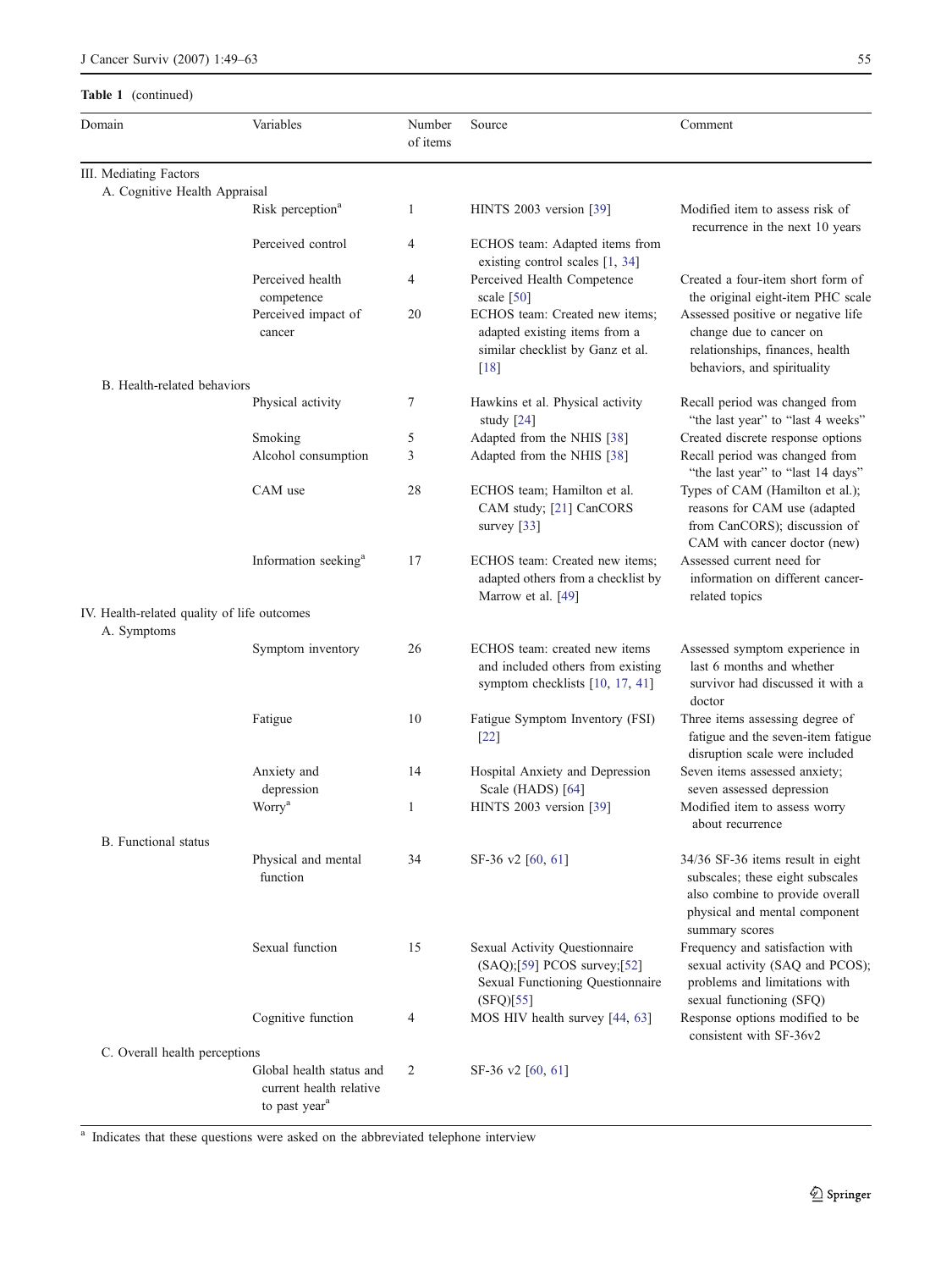**Table 1** (continued)

| Domain | Variables | Number of items | Source | Comment |
|---|---|---|---|---|
| III. Mediating Factors | | | | |
| A. Cognitive Health Appraisal | | | | |
| | Risk perception[a] | 1 | HINTS 2003 version [39] | Modified item to assess risk of recurrence in the next 10 years |
| | Perceived control | 4 | ECHOS team: Adapted items from existing control scales [1, 34] | |
| | Perceived health competence | 4 | Perceived Health Competence scale [50] | Created a four-item short form of the original eight-item PHC scale |
| | Perceived impact of cancer | 20 | ECHOS team: Created new items; adapted existing items from a similar checklist by Ganz et al. [18] | Assessed positive or negative life change due to cancer on relationships, finances, health behaviors, and spirituality |
| B. Health-related behaviors | | | | |
| | Physical activity | 7 | Hawkins et al. Physical activity study [24] | Recall period was changed from "the last year" to "last 4 weeks" |
| | Smoking | 5 | Adapted from the NHIS [38] | Created discrete response options |
| | Alcohol consumption | 3 | Adapted from the NHIS [38] | Recall period was changed from "the last year" to "last 14 days" |
| | CAM use | 28 | ECHOS team; Hamilton et al. CAM study; [21] CanCORS survey [33] | Types of CAM (Hamilton et al.); reasons for CAM use (adapted from CanCORS); discussion of CAM with cancer doctor (new) |
| | Information seeking[a] | 17 | ECHOS team: Created new items; adapted others from a checklist by Marrow et al. [49] | Assessed current need for information on different cancer-related topics |
| IV. Health-related quality of life outcomes | | | | |
| A. Symptoms | | | | |
| | Symptom inventory | 26 | ECHOS team: created new items and included others from existing symptom checklists [10, 17, 41] | Assessed symptom experience in last 6 months and whether survivor had discussed it with a doctor |
| | Fatigue | 10 | Fatigue Symptom Inventory (FSI) [22] | Three items assessing degree of fatigue and the seven-item fatigue disruption scale were included |
| | Anxiety and depression | 14 | Hospital Anxiety and Depression Scale (HADS) [64] | Seven items assessed anxiety; seven assessed depression |
| | Worry[a] | 1 | HINTS 2003 version [39] | Modified item to assess worry about recurrence |
| B. Functional status | | | | |
| | Physical and mental function | 34 | SF-36 v2 [60, 61] | 34/36 SF-36 items result in eight subscales; these eight subscales also combine to provide overall physical and mental component summary scores |
| | Sexual function | 15 | Sexual Activity Questionnaire (SAQ);[59] PCOS survey;[52] Sexual Functioning Questionnaire (SFQ)[55] | Frequency and satisfaction with sexual activity (SAQ and PCOS); problems and limitations with sexual functioning (SFQ) |
| | Cognitive function | 4 | MOS HIV health survey [44, 63] | Response options modified to be consistent with SF-36v2 |
| C. Overall health perceptions | | | | |
| | Global health status and current health relative to past year[a] | 2 | SF-36 v2 [60, 61] | |

[a] Indicates that these questions were asked on the abbreviated telephone interview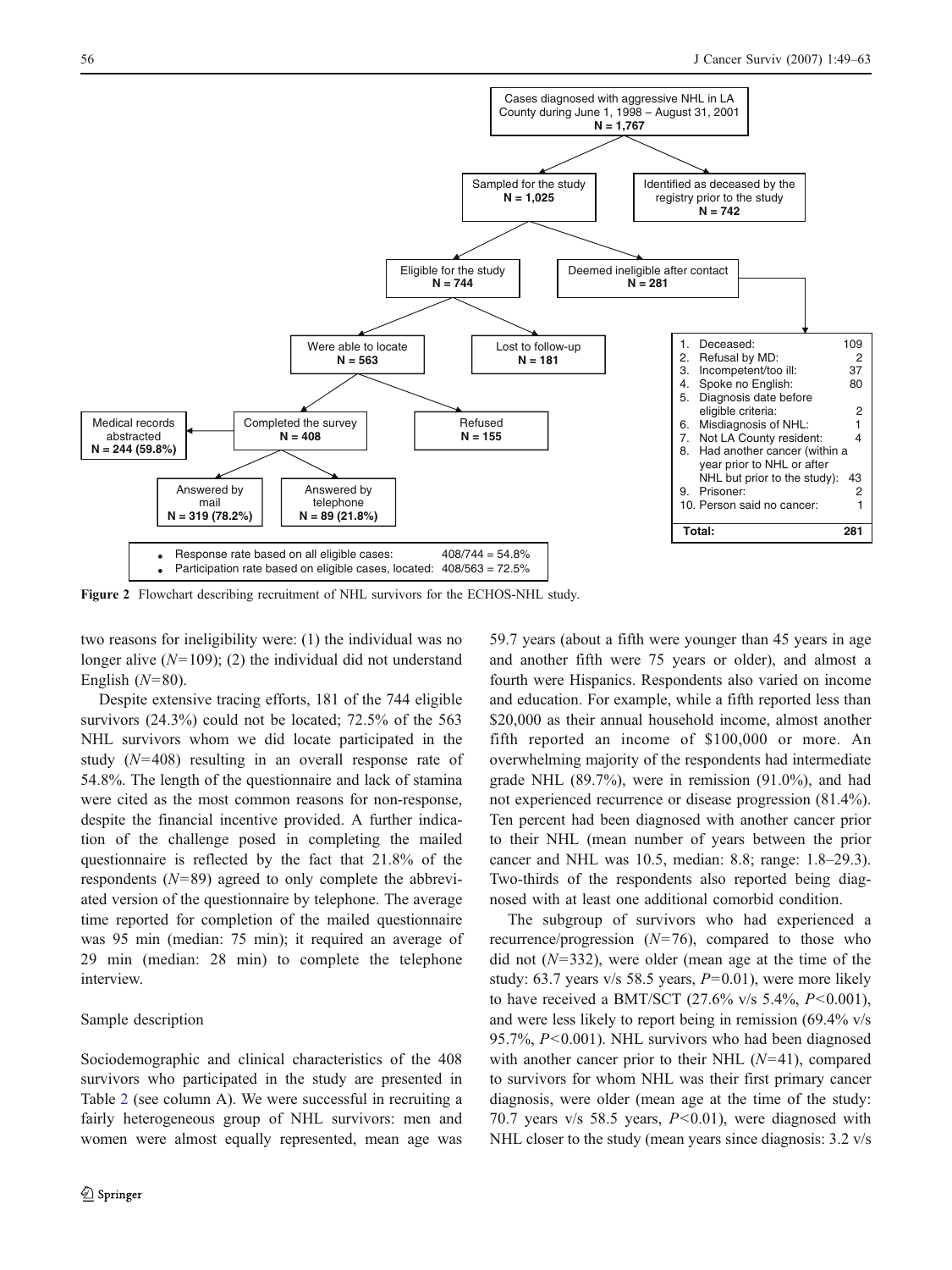Cases diagnosed with aggressive NHL in LA County during June 1, 1998 – August 31, 2001
**N = 1,767**

Sampled for the study
**N = 1,025**

Identified as deceased by the registry prior to the study
**N = 742**

Eligible for the study
**N = 744**

Deemed ineligible after contact
**N = 281**

Were able to locate
**N = 563**

Lost to follow-up
**N = 181**

Completed the survey
**N = 408**

Refused
**N = 155**

Medical records abstracted
**N = 244 (59.8%)**

Answered by mail
**N = 319 (78.2%)**

Answered by telephone
**N = 89 (21.8%)**

| Reason | N |
|---|---|
| 1. Deceased: | 109 |
| 2. Refusal by MD: | 2 |
| 3. Incompetent/too ill: | 37 |
| 4. Spoke no English: | 80 |
| 5. Diagnosis date before eligible criteria: | 2 |
| 6. Misdiagnosis of NHL: | 1 |
| 7. Not LA County resident: | 4 |
| 8. Had another cancer (within a year prior to NHL or after NHL but prior to the study): | 43 |
| 9. Prisoner: | 2 |
| 10. Person said no cancer: | 1 |
| **Total:** | **281** |

- Response rate based on all eligible cases: 408/744 = 54.8%
- Participation rate based on eligible cases, located: 408/563 = 72.5%

**Figure 2** Flowchart describing recruitment of NHL survivors for the ECHOS-NHL study.

two reasons for ineligibility were: (1) the individual was no longer alive (*N*=109); (2) the individual did not understand English (*N*=80).

Despite extensive tracing efforts, 181 of the 744 eligible survivors (24.3%) could not be located; 72.5% of the 563 NHL survivors whom we did locate participated in the study (*N*=408) resulting in an overall response rate of 54.8%. The length of the questionnaire and lack of stamina were cited as the most common reasons for non-response, despite the financial incentive provided. A further indication of the challenge posed in completing the mailed questionnaire is reflected by the fact that 21.8% of the respondents (*N*=89) agreed to only complete the abbreviated version of the questionnaire by telephone. The average time reported for completion of the mailed questionnaire was 95 min (median: 75 min); it required an average of 29 min (median: 28 min) to complete the telephone interview.

## Sample description

Sociodemographic and clinical characteristics of the 408 survivors who participated in the study are presented in Table 2 (see column A). We were successful in recruiting a fairly heterogeneous group of NHL survivors: men and women were almost equally represented, mean age was 59.7 years (about a fifth were younger than 45 years in age and another fifth were 75 years or older), and almost a fourth were Hispanics. Respondents also varied on income and education. For example, while a fifth reported less than \$20,000 as their annual household income, almost another fifth reported an income of \$100,000 or more. An overwhelming majority of the respondents had intermediate grade NHL (89.7%), were in remission (91.0%), and had not experienced recurrence or disease progression (81.4%). Ten percent had been diagnosed with another cancer prior to their NHL (mean number of years between the prior cancer and NHL was 10.5, median: 8.8; range: 1.8–29.3). Two-thirds of the respondents also reported being diagnosed with at least one additional comorbid condition.

The subgroup of survivors who had experienced a recurrence/progression (*N*=76), compared to those who did not (*N*=332), were older (mean age at the time of the study: 63.7 years v/s 58.5 years, $P=0.01$), were more likely to have received a BMT/SCT (27.6% v/s 5.4%, $P<0.001$), and were less likely to report being in remission (69.4% v/s 95.7%, $P<0.001$). NHL survivors who had been diagnosed with another cancer prior to their NHL (*N*=41), compared to survivors for whom NHL was their first primary cancer diagnosis, were older (mean age at the time of the study: 70.7 years v/s 58.5 years, $P<0.01$), were diagnosed with NHL closer to the study (mean years since diagnosis: 3.2 v/s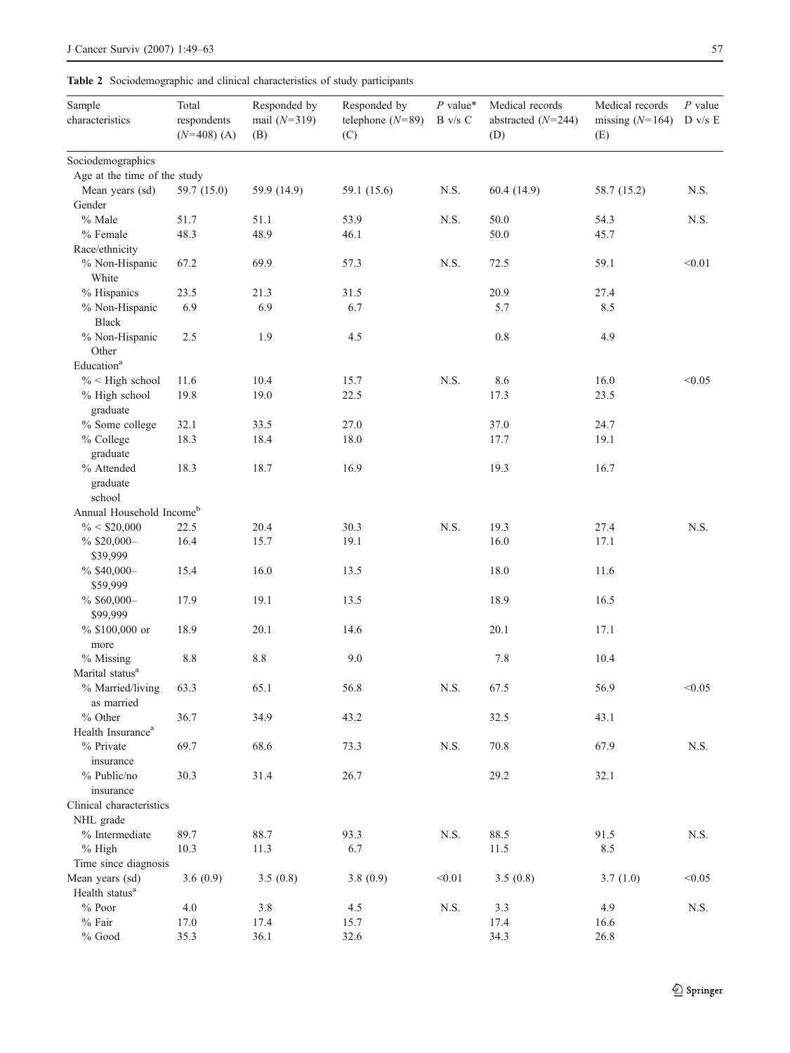**Table 2** Sociodemographic and clinical characteristics of study participants

| Sample characteristics | Total respondents ($N$=408) (A) | Responded by mail ($N$=319) (B) | Responded by telephone ($N$=89) (C) | $P$ value* B v/s C | Medical records abstracted ($N$=244) (D) | Medical records missing ($N$=164) (E) | $P$ value D v/s E |
|---|---|---|---|---|---|---|---|
| Sociodemographics | | | | | | | |
| Age at the time of the study | | | | | | | |
| Mean years (sd) | 59.7 (15.0) | 59.9 (14.9) | 59.1 (15.6) | N.S. | 60.4 (14.9) | 58.7 (15.2) | N.S. |
| Gender | | | | | | | |
| % Male | 51.7 | 51.1 | 53.9 | N.S. | 50.0 | 54.3 | N.S. |
| % Female | 48.3 | 48.9 | 46.1 | | 50.0 | 45.7 | |
| Race/ethnicity | | | | | | | |
| % Non-Hispanic White | 67.2 | 69.9 | 57.3 | N.S. | 72.5 | 59.1 | <0.01 |
| % Hispanics | 23.5 | 21.3 | 31.5 | | 20.9 | 27.4 | |
| % Non-Hispanic Black | 6.9 | 6.9 | 6.7 | | 5.7 | 8.5 | |
| % Non-Hispanic Other | 2.5 | 1.9 | 4.5 | | 0.8 | 4.9 | |
| Education[a] | | | | | | | |
| % < High school | 11.6 | 10.4 | 15.7 | N.S. | 8.6 | 16.0 | <0.05 |
| % High school graduate | 19.8 | 19.0 | 22.5 | | 17.3 | 23.5 | |
| % Some college | 32.1 | 33.5 | 27.0 | | 37.0 | 24.7 | |
| % College graduate | 18.3 | 18.4 | 18.0 | | 17.7 | 19.1 | |
| % Attended graduate school | 18.3 | 18.7 | 16.9 | | 19.3 | 16.7 | |
| Annual Household Income[b] | | | | | | | |
| % < $20,000 | 22.5 | 20.4 | 30.3 | N.S. | 19.3 | 27.4 | N.S. |
| % $20,000–$39,999 | 16.4 | 15.7 | 19.1 | | 16.0 | 17.1 | |
| % $40,000–$59,999 | 15.4 | 16.0 | 13.5 | | 18.0 | 11.6 | |
| % $60,000–$99,999 | 17.9 | 19.1 | 13.5 | | 18.9 | 16.5 | |
| % $100,000 or more | 18.9 | 20.1 | 14.6 | | 20.1 | 17.1 | |
| % Missing | 8.8 | 8.8 | 9.0 | | 7.8 | 10.4 | |
| Marital status[a] | | | | | | | |
| % Married/living as married | 63.3 | 65.1 | 56.8 | N.S. | 67.5 | 56.9 | <0.05 |
| % Other | 36.7 | 34.9 | 43.2 | | 32.5 | 43.1 | |
| Health Insurance[a] | | | | | | | |
| % Private insurance | 69.7 | 68.6 | 73.3 | N.S. | 70.8 | 67.9 | N.S. |
| % Public/no insurance | 30.3 | 31.4 | 26.7 | | 29.2 | 32.1 | |
| Clinical characteristics | | | | | | | |
| NHL grade | | | | | | | |
| % Intermediate | 89.7 | 88.7 | 93.3 | N.S. | 88.5 | 91.5 | N.S. |
| % High | 10.3 | 11.3 | 6.7 | | 11.5 | 8.5 | |
| Time since diagnosis | | | | | | | |
| Mean years (sd) | 3.6 (0.9) | 3.5 (0.8) | 3.8 (0.9) | <0.01 | 3.5 (0.8) | 3.7 (1.0) | <0.05 |
| Health status[a] | | | | | | | |
| % Poor | 4.0 | 3.8 | 4.5 | N.S. | 3.3 | 4.9 | N.S. |
| % Fair | 17.0 | 17.4 | 15.7 | | 17.4 | 16.6 | |
| % Good | 35.3 | 36.1 | 32.6 | | 34.3 | 26.8 | |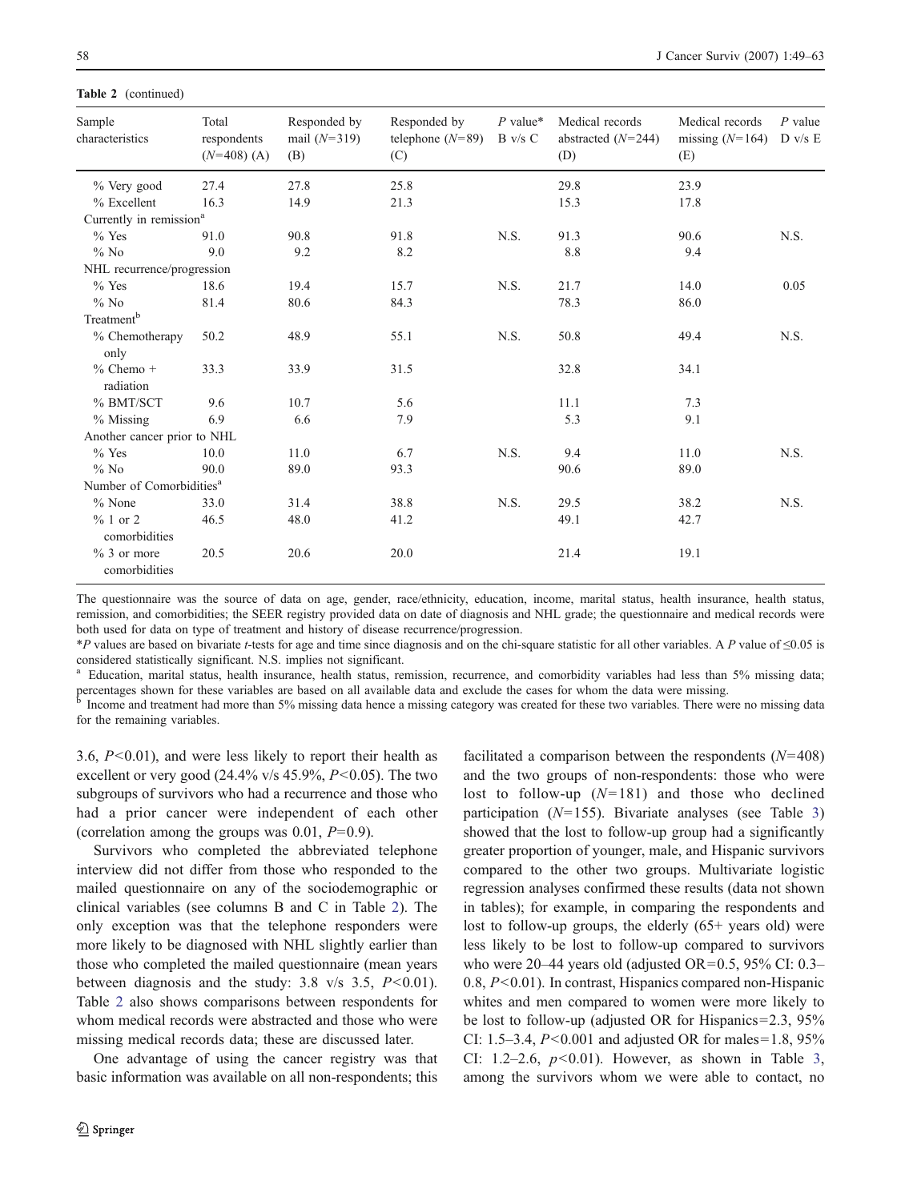**Table 2** (continued)

| Sample characteristics | Total respondents ($N$=408) (A) | Responded by mail ($N$=319) (B) | Responded by telephone ($N$=89) (C) | *P* value* B v/s C | Medical records abstracted ($N$=244) (D) | Medical records missing ($N$=164) (E) | *P* value D v/s E |
|---|---|---|---|---|---|---|---|
| % Very good | 27.4 | 27.8 | 25.8 | | 29.8 | 23.9 | |
| % Excellent | 16.3 | 14.9 | 21.3 | | 15.3 | 17.8 | |
| Currently in remission[a] | | | | | | | |
| % Yes | 91.0 | 90.8 | 91.8 | N.S. | 91.3 | 90.6 | N.S. |
| % No | 9.0 | 9.2 | 8.2 | | 8.8 | 9.4 | |
| NHL recurrence/progression | | | | | | | |
| % Yes | 18.6 | 19.4 | 15.7 | N.S. | 21.7 | 14.0 | 0.05 |
| % No | 81.4 | 80.6 | 84.3 | | 78.3 | 86.0 | |
| Treatment[b] | | | | | | | |
| % Chemotherapy only | 50.2 | 48.9 | 55.1 | N.S. | 50.8 | 49.4 | N.S. |
| % Chemo + radiation | 33.3 | 33.9 | 31.5 | | 32.8 | 34.1 | |
| % BMT/SCT | 9.6 | 10.7 | 5.6 | | 11.1 | 7.3 | |
| % Missing | 6.9 | 6.6 | 7.9 | | 5.3 | 9.1 | |
| Another cancer prior to NHL | | | | | | | |
| % Yes | 10.0 | 11.0 | 6.7 | N.S. | 9.4 | 11.0 | N.S. |
| % No | 90.0 | 89.0 | 93.3 | | 90.6 | 89.0 | |
| Number of Comorbidities[a] | | | | | | | |
| % None | 33.0 | 31.4 | 38.8 | N.S. | 29.5 | 38.2 | N.S. |
| % 1 or 2 comorbidities | 46.5 | 48.0 | 41.2 | | 49.1 | 42.7 | |
| % 3 or more comorbidities | 20.5 | 20.6 | 20.0 | | 21.4 | 19.1 | |

The questionnaire was the source of data on age, gender, race/ethnicity, education, income, marital status, health insurance, health status, remission, and comorbidities; the SEER registry provided data on date of diagnosis and NHL grade; the questionnaire and medical records were both used for data on type of treatment and history of disease recurrence/progression.

**P* values are based on bivariate *t*-tests for age and time since diagnosis and on the chi-square statistic for all other variables. A *P* value of ≤0.05 is considered statistically significant. N.S. implies not significant.

[a] Education, marital status, health insurance, health status, remission, recurrence, and comorbidity variables had less than 5% missing data; percentages shown for these variables are based on all available data and exclude the cases for whom the data were missing.

[b] Income and treatment had more than 5% missing data hence a missing category was created for these two variables. There were no missing data for the remaining variables.

3.6, $P<0.01$), and were less likely to report their health as excellent or very good (24.4% v/s 45.9%, $P<0.05$). The two subgroups of survivors who had a recurrence and those who had a prior cancer were independent of each other (correlation among the groups was 0.01, $P$=0.9).

Survivors who completed the abbreviated telephone interview did not differ from those who responded to the mailed questionnaire on any of the sociodemographic or clinical variables (see columns B and C in Table 2). The only exception was that the telephone responders were more likely to be diagnosed with NHL slightly earlier than those who completed the mailed questionnaire (mean years between diagnosis and the study: 3.8 v/s 3.5, $P<0.01$). Table 2 also shows comparisons between respondents for whom medical records were abstracted and those who were missing medical records data; these are discussed later.

One advantage of using the cancer registry was that basic information was available on all non-respondents; this facilitated a comparison between the respondents ($N$=408) and the two groups of non-respondents: those who were lost to follow-up ($N$=181) and those who declined participation ($N$=155). Bivariate analyses (see Table 3) showed that the lost to follow-up group had a significantly greater proportion of younger, male, and Hispanic survivors compared to the other two groups. Multivariate logistic regression analyses confirmed these results (data not shown in tables); for example, in comparing the respondents and lost to follow-up groups, the elderly (65+ years old) were less likely to be lost to follow-up compared to survivors who were 20–44 years old (adjusted OR=0.5, 95% CI: 0.3–0.8, $P<0.01$). In contrast, Hispanics compared non-Hispanic whites and men compared to women were more likely to be lost to follow-up (adjusted OR for Hispanics=2.3, 95% CI: 1.5–3.4, $P<0.001$ and adjusted OR for males=1.8, 95% CI: 1.2–2.6, $p<0.01$). However, as shown in Table 3, among the survivors whom we were able to contact, no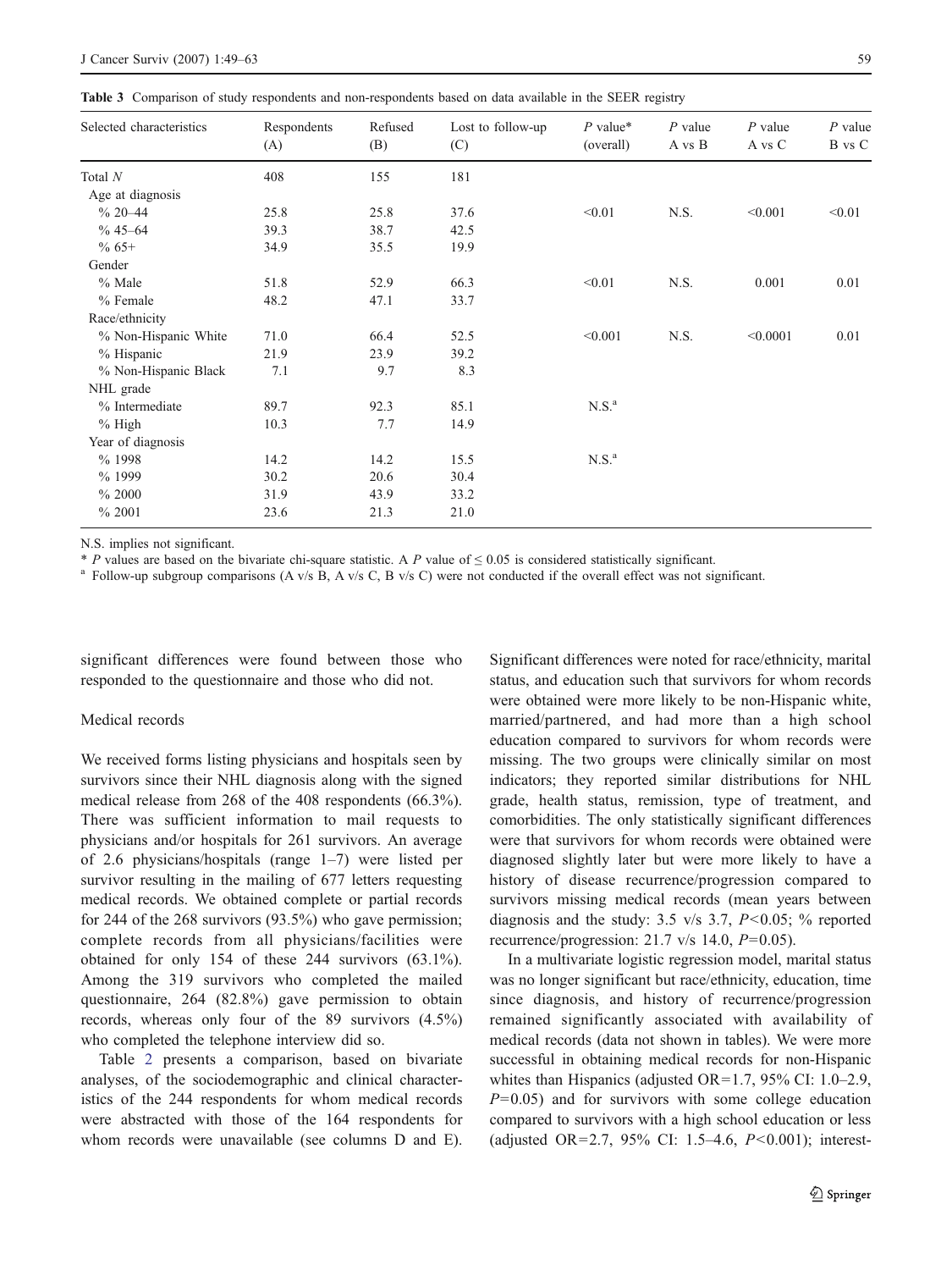**Table 3** Comparison of study respondents and non-respondents based on data available in the SEER registry

| Selected characteristics | Respondents (A) | Refused (B) | Lost to follow-up (C) | *P* value* (overall) | *P* value A vs B | *P* value A vs C | *P* value B vs C |
|---|---|---|---|---|---|---|---|
| Total *N* | 408 | 155 | 181 | | | | |
| Age at diagnosis | | | | | | | |
| % 20–44 | 25.8 | 25.8 | 37.6 | <0.01 | N.S. | <0.001 | <0.01 |
| % 45–64 | 39.3 | 38.7 | 42.5 | | | | |
| % 65+ | 34.9 | 35.5 | 19.9 | | | | |
| Gender | | | | | | | |
| % Male | 51.8 | 52.9 | 66.3 | <0.01 | N.S. | 0.001 | 0.01 |
| % Female | 48.2 | 47.1 | 33.7 | | | | |
| Race/ethnicity | | | | | | | |
| % Non-Hispanic White | 71.0 | 66.4 | 52.5 | <0.001 | N.S. | <0.0001 | 0.01 |
| % Hispanic | 21.9 | 23.9 | 39.2 | | | | |
| % Non-Hispanic Black | 7.1 | 9.7 | 8.3 | | | | |
| NHL grade | | | | | | | |
| % Intermediate | 89.7 | 92.3 | 85.1 | N.S.[a] | | | |
| % High | 10.3 | 7.7 | 14.9 | | | | |
| Year of diagnosis | | | | | | | |
| % 1998 | 14.2 | 14.2 | 15.5 | N.S.[a] | | | |
| % 1999 | 30.2 | 20.6 | 30.4 | | | | |
| % 2000 | 31.9 | 43.9 | 33.2 | | | | |
| % 2001 | 23.6 | 21.3 | 21.0 | | | | |

N.S. implies not significant.

\* *P* values are based on the bivariate chi-square statistic. A *P* value of ≤ 0.05 is considered statistically significant.

[a] Follow-up subgroup comparisons (A v/s B, A v/s C, B v/s C) were not conducted if the overall effect was not significant.

significant differences were found between those who responded to the questionnaire and those who did not.

### Medical records

We received forms listing physicians and hospitals seen by survivors since their NHL diagnosis along with the signed medical release from 268 of the 408 respondents (66.3%). There was sufficient information to mail requests to physicians and/or hospitals for 261 survivors. An average of 2.6 physicians/hospitals (range 1–7) were listed per survivor resulting in the mailing of 677 letters requesting medical records. We obtained complete or partial records for 244 of the 268 survivors (93.5%) who gave permission; complete records from all physicians/facilities were obtained for only 154 of these 244 survivors (63.1%). Among the 319 survivors who completed the mailed questionnaire, 264 (82.8%) gave permission to obtain records, whereas only four of the 89 survivors (4.5%) who completed the telephone interview did so.

Table 2 presents a comparison, based on bivariate analyses, of the sociodemographic and clinical characteristics of the 244 respondents for whom medical records were abstracted with those of the 164 respondents for whom records were unavailable (see columns D and E). Significant differences were noted for race/ethnicity, marital status, and education such that survivors for whom records were obtained were more likely to be non-Hispanic white, married/partnered, and had more than a high school education compared to survivors for whom records were missing. The two groups were clinically similar on most indicators; they reported similar distributions for NHL grade, health status, remission, type of treatment, and comorbidities. The only statistically significant differences were that survivors for whom records were obtained were diagnosed slightly later but were more likely to have a history of disease recurrence/progression compared to survivors missing medical records (mean years between diagnosis and the study: 3.5 v/s 3.7, $P<0.05$; % reported recurrence/progression: 21.7 v/s 14.0, $P=0.05$).

In a multivariate logistic regression model, marital status was no longer significant but race/ethnicity, education, time since diagnosis, and history of recurrence/progression remained significantly associated with availability of medical records (data not shown in tables). We were more successful in obtaining medical records for non-Hispanic whites than Hispanics (adjusted OR=1.7, 95% CI: 1.0–2.9, $P=0.05$) and for survivors with some college education compared to survivors with a high school education or less (adjusted OR=2.7, 95% CI: 1.5–4.6, $P<0.001$); interest-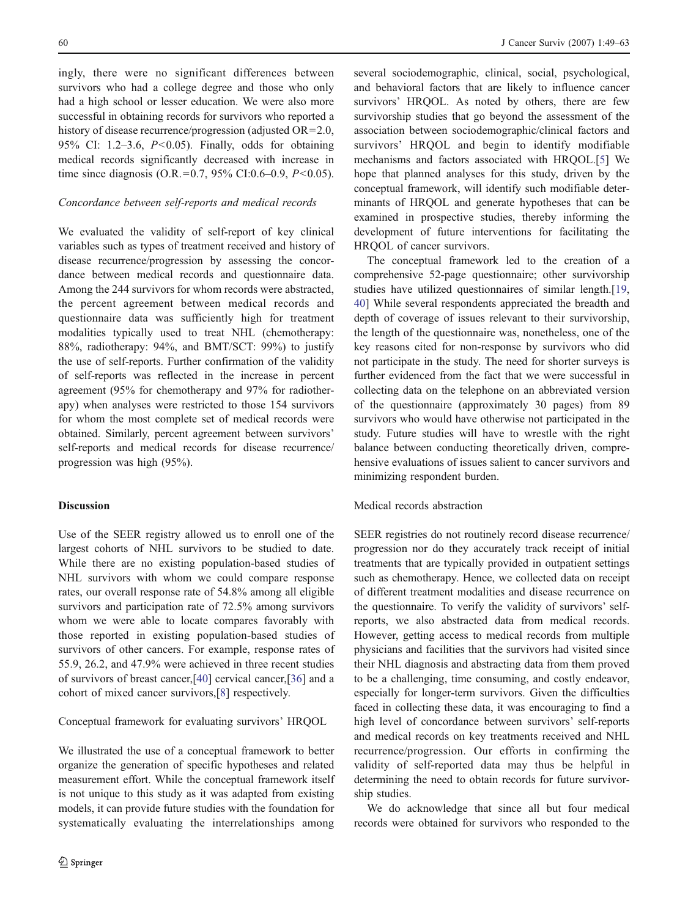ingly, there were no significant differences between survivors who had a college degree and those who only had a high school or lesser education. We were also more successful in obtaining records for survivors who reported a history of disease recurrence/progression (adjusted OR=2.0, 95% CI: 1.2–3.6, $P<0.05$). Finally, odds for obtaining medical records significantly decreased with increase in time since diagnosis (O.R.=0.7, 95% CI:0.6–0.9, $P<0.05$).

*Concordance between self-reports and medical records*

We evaluated the validity of self-report of key clinical variables such as types of treatment received and history of disease recurrence/progression by assessing the concordance between medical records and questionnaire data. Among the 244 survivors for whom records were abstracted, the percent agreement between medical records and questionnaire data was sufficiently high for treatment modalities typically used to treat NHL (chemotherapy: 88%, radiotherapy: 94%, and BMT/SCT: 99%) to justify the use of self-reports. Further confirmation of the validity of self-reports was reflected in the increase in percent agreement (95% for chemotherapy and 97% for radiotherapy) when analyses were restricted to those 154 survivors for whom the most complete set of medical records were obtained. Similarly, percent agreement between survivors' self-reports and medical records for disease recurrence/progression was high (95%).

## Discussion

Use of the SEER registry allowed us to enroll one of the largest cohorts of NHL survivors to be studied to date. While there are no existing population-based studies of NHL survivors with whom we could compare response rates, our overall response rate of 54.8% among all eligible survivors and participation rate of 72.5% among survivors whom we were able to locate compares favorably with those reported in existing population-based studies of survivors of other cancers. For example, response rates of 55.9, 26.2, and 47.9% were achieved in three recent studies of survivors of breast cancer,[40] cervical cancer,[36] and a cohort of mixed cancer survivors,[8] respectively.

### Conceptual framework for evaluating survivors' HRQOL

We illustrated the use of a conceptual framework to better organize the generation of specific hypotheses and related measurement effort. While the conceptual framework itself is not unique to this study as it was adapted from existing models, it can provide future studies with the foundation for systematically evaluating the interrelationships among several sociodemographic, clinical, social, psychological, and behavioral factors that are likely to influence cancer survivors' HRQOL. As noted by others, there are few survivorship studies that go beyond the assessment of the association between sociodemographic/clinical factors and survivors' HRQOL and begin to identify modifiable mechanisms and factors associated with HRQOL.[5] We hope that planned analyses for this study, driven by the conceptual framework, will identify such modifiable determinants of HRQOL and generate hypotheses that can be examined in prospective studies, thereby informing the development of future interventions for facilitating the HRQOL of cancer survivors.

The conceptual framework led to the creation of a comprehensive 52-page questionnaire; other survivorship studies have utilized questionnaires of similar length.[19, 40] While several respondents appreciated the breadth and depth of coverage of issues relevant to their survivorship, the length of the questionnaire was, nonetheless, one of the key reasons cited for non-response by survivors who did not participate in the study. The need for shorter surveys is further evidenced from the fact that we were successful in collecting data on the telephone on an abbreviated version of the questionnaire (approximately 30 pages) from 89 survivors who would have otherwise not participated in the study. Future studies will have to wrestle with the right balance between conducting theoretically driven, comprehensive evaluations of issues salient to cancer survivors and minimizing respondent burden.

### Medical records abstraction

SEER registries do not routinely record disease recurrence/progression nor do they accurately track receipt of initial treatments that are typically provided in outpatient settings such as chemotherapy. Hence, we collected data on receipt of different treatment modalities and disease recurrence on the questionnaire. To verify the validity of survivors' self-reports, we also abstracted data from medical records. However, getting access to medical records from multiple physicians and facilities that the survivors had visited since their NHL diagnosis and abstracting data from them proved to be a challenging, time consuming, and costly endeavor, especially for longer-term survivors. Given the difficulties faced in collecting these data, it was encouraging to find a high level of concordance between survivors' self-reports and medical records on key treatments received and NHL recurrence/progression. Our efforts in confirming the validity of self-reported data may thus be helpful in determining the need to obtain records for future survivorship studies.

We do acknowledge that since all but four medical records were obtained for survivors who responded to the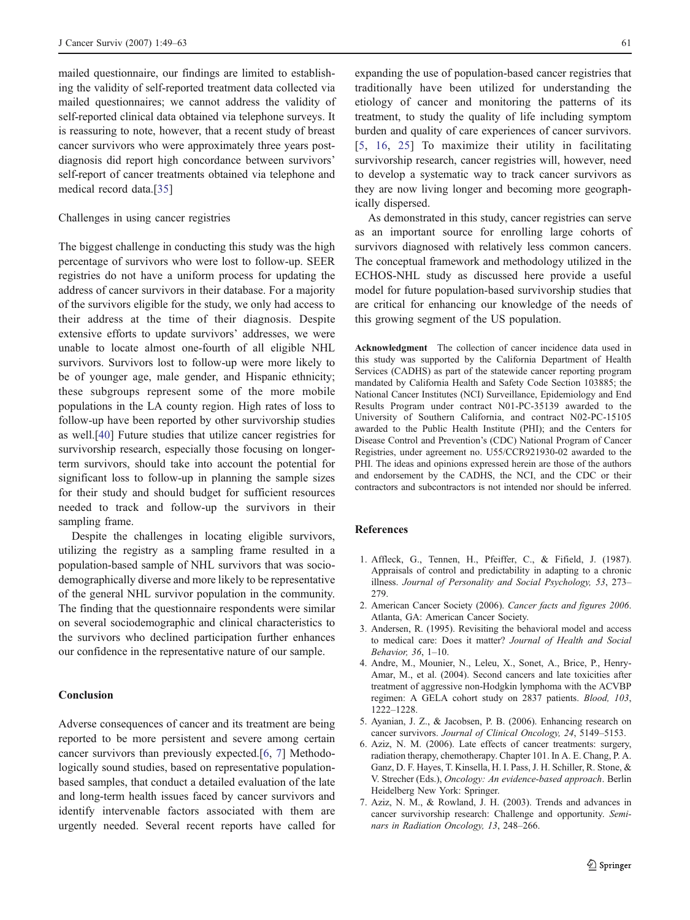mailed questionnaire, our findings are limited to establishing the validity of self-reported treatment data collected via mailed questionnaires; we cannot address the validity of self-reported clinical data obtained via telephone surveys. It is reassuring to note, however, that a recent study of breast cancer survivors who were approximately three years post-diagnosis did report high concordance between survivors' self-report of cancer treatments obtained via telephone and medical record data.[35]

### Challenges in using cancer registries

The biggest challenge in conducting this study was the high percentage of survivors who were lost to follow-up. SEER registries do not have a uniform process for updating the address of cancer survivors in their database. For a majority of the survivors eligible for the study, we only had access to their address at the time of their diagnosis. Despite extensive efforts to update survivors' addresses, we were unable to locate almost one-fourth of all eligible NHL survivors. Survivors lost to follow-up were more likely to be of younger age, male gender, and Hispanic ethnicity; these subgroups represent some of the more mobile populations in the LA county region. High rates of loss to follow-up have been reported by other survivorship studies as well.[40] Future studies that utilize cancer registries for survivorship research, especially those focusing on longer-term survivors, should take into account the potential for significant loss to follow-up in planning the sample sizes for their study and should budget for sufficient resources needed to track and follow-up the survivors in their sampling frame.

Despite the challenges in locating eligible survivors, utilizing the registry as a sampling frame resulted in a population-based sample of NHL survivors that was socio-demographically diverse and more likely to be representative of the general NHL survivor population in the community. The finding that the questionnaire respondents were similar on several sociodemographic and clinical characteristics to the survivors who declined participation further enhances our confidence in the representative nature of our sample.

## Conclusion

Adverse consequences of cancer and its treatment are being reported to be more persistent and severe among certain cancer survivors than previously expected.[6, 7] Methodologically sound studies, based on representative population-based samples, that conduct a detailed evaluation of the late and long-term health issues faced by cancer survivors and identify intervenable factors associated with them are urgently needed. Several recent reports have called for expanding the use of population-based cancer registries that traditionally have been utilized for understanding the etiology of cancer and monitoring the patterns of its treatment, to study the quality of life including symptom burden and quality of care experiences of cancer survivors. [5, 16, 25] To maximize their utility in facilitating survivorship research, cancer registries will, however, need to develop a systematic way to track cancer survivors as they are now living longer and becoming more geographically dispersed.

As demonstrated in this study, cancer registries can serve as an important source for enrolling large cohorts of survivors diagnosed with relatively less common cancers. The conceptual framework and methodology utilized in the ECHOS-NHL study as discussed here provide a useful model for future population-based survivorship studies that are critical for enhancing our knowledge of the needs of this growing segment of the US population.

**Acknowledgment** The collection of cancer incidence data used in this study was supported by the California Department of Health Services (CADHS) as part of the statewide cancer reporting program mandated by California Health and Safety Code Section 103885; the National Cancer Institutes (NCI) Surveillance, Epidemiology and End Results Program under contract N01-PC-35139 awarded to the University of Southern California, and contract N02-PC-15105 awarded to the Public Health Institute (PHI); and the Centers for Disease Control and Prevention's (CDC) National Program of Cancer Registries, under agreement no. U55/CCR921930-02 awarded to the PHI. The ideas and opinions expressed herein are those of the authors and endorsement by the CADHS, the NCI, and the CDC or their contractors and subcontractors is not intended nor should be inferred.

## References

1. Affleck, G., Tennen, H., Pfeiffer, C., & Fifield, J. (1987). Appraisals of control and predictability in adapting to a chronic illness. *Journal of Personality and Social Psychology, 53*, 273–279.
2. American Cancer Society (2006). *Cancer facts and figures 2006*. Atlanta, GA: American Cancer Society.
3. Andersen, R. (1995). Revisiting the behavioral model and access to medical care: Does it matter? *Journal of Health and Social Behavior, 36*, 1–10.
4. Andre, M., Mounier, N., Leleu, X., Sonet, A., Brice, P., Henry-Amar, M., et al. (2004). Second cancers and late toxicities after treatment of aggressive non-Hodgkin lymphoma with the ACVBP regimen: A GELA cohort study on 2837 patients. *Blood, 103*, 1222–1228.
5. Ayanian, J. Z., & Jacobsen, P. B. (2006). Enhancing research on cancer survivors. *Journal of Clinical Oncology, 24*, 5149–5153.
6. Aziz, N. M. (2006). Late effects of cancer treatments: surgery, radiation therapy, chemotherapy. Chapter 101. In A. E. Chang, P. A. Ganz, D. F. Hayes, T. Kinsella, H. I. Pass, J. H. Schiller, R. Stone, & V. Strecher (Eds.), *Oncology: An evidence-based approach*. Berlin Heidelberg New York: Springer.
7. Aziz, N. M., & Rowland, J. H. (2003). Trends and advances in cancer survivorship research: Challenge and opportunity. *Seminars in Radiation Oncology, 13*, 248–266.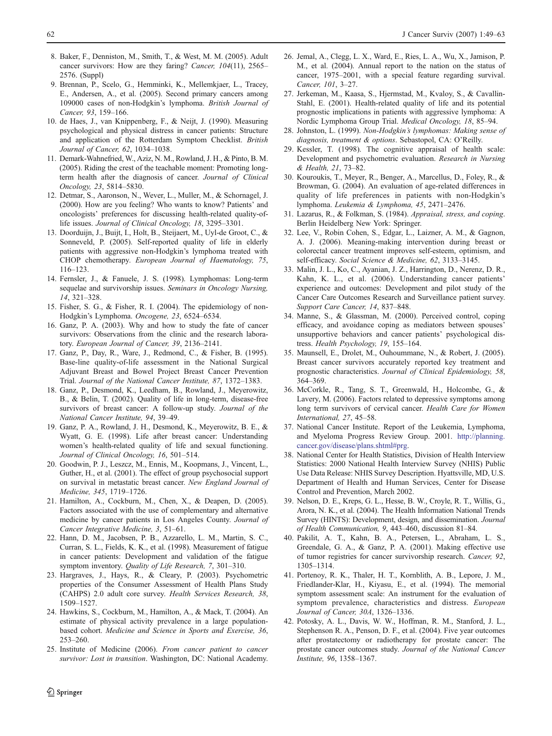8. Baker, F., Denniston, M., Smith, T., & West, M. M. (2005). Adult cancer survivors: How are they faring? *Cancer, 104*(11), 2565–2576. (Suppl)
9. Brennan, P., Scelo, G., Hemminki, K., Mellemkjaer, L., Tracey, E., Andersen, A., et al. (2005). Second primary cancers among 109000 cases of non-Hodgkin's lymphoma. *British Journal of Cancer, 93*, 159–166.
10. de Haes, J., van Knippenberg, F., & Neijt, J. (1990). Measuring psychological and physical distress in cancer patients: Structure and application of the Rotterdam Symptom Checklist. *British Journal of Cancer, 62*, 1034–1038.
11. Demark-Wahnefried, W., Aziz, N. M., Rowland, J. H., & Pinto, B. M. (2005). Riding the crest of the teachable moment: Promoting long-term health after the diagnosis of cancer. *Journal of Clinical Oncology, 23*, 5814–5830.
12. Detmar, S., Aaronson, N., Wever, L., Muller, M., & Schornagel, J. (2000). How are you feeling? Who wants to know? Patients' and oncologists' preferences for discussing health-related quality-of-life issues. *Journal of Clinical Oncology, 18*, 3295–3301.
13. Doorduijn, J., Buijt, I., Holt, B., Steijaert, M., Uyl-de Groot, C., & Sonneveld, P. (2005). Self-reported quality of life in elderly patients with aggressive non-Hodgkin's lymphoma treated with CHOP chemotherapy. *European Journal of Haematology, 75*, 116–123.
14. Fernsler, J., & Fanuele, J. S. (1998). Lymphomas: Long-term sequelae and survivorship issues. *Seminars in Oncology Nursing, 14*, 321–328.
15. Fisher, S. G., & Fisher, R. I. (2004). The epidemiology of non-Hodgkin's Lymphoma. *Oncogene, 23*, 6524–6534.
16. Ganz, P. A. (2003). Why and how to study the fate of cancer survivors: Observations from the clinic and the research laboratory. *European Journal of Cancer, 39*, 2136–2141.
17. Ganz, P., Day, R., Ware, J., Redmond, C., & Fisher, B. (1995). Base-line quality-of-life assessment in the National Surgical Adjuvant Breast and Bowel Project Breast Cancer Prevention Trial. *Journal of the National Cancer Institute, 87*, 1372–1383.
18. Ganz, P., Desmond, K., Leedham, B., Rowland, J., Meyerowitz, B., & Belin, T. (2002). Quality of life in long-term, disease-free survivors of breast cancer: A follow-up study. *Journal of the National Cancer Institute, 94*, 39–49.
19. Ganz, P. A., Rowland, J. H., Desmond, K., Meyerowitz, B. E., & Wyatt, G. E. (1998). Life after breast cancer: Understanding women's health-related quality of life and sexual functioning. *Journal of Clinical Oncology, 16*, 501–514.
20. Goodwin, P. J., Leszcz, M., Ennis, M., Koopmans, J., Vincent, L., Guther, H., et al. (2001). The effect of group psychosocial support on survival in metastatic breast cancer. *New England Journal of Medicine, 345*, 1719–1726.
21. Hamilton, A., Cockburn, M., Chen, X., & Deapen, D. (2005). Factors associated with the use of complementary and alternative medicine by cancer patients in Los Angeles County. *Journal of Cancer Integrative Medicine, 3*, 51–61.
22. Hann, D. M., Jacobsen, P. B., Azzarello, L. M., Martin, S. C., Curran, S. L., Fields, K. K., et al. (1998). Measurement of fatigue in cancer patients: Development and validation of the fatigue symptom inventory. *Quality of Life Research, 7*, 301–310.
23. Hargraves, J., Hays, R., & Cleary, P. (2003). Psychometric properties of the Consumer Assessment of Health Plans Study (CAHPS) 2.0 adult core survey. *Health Services Research, 38*, 1509–1527.
24. Hawkins, S., Cockburn, M., Hamilton, A., & Mack, T. (2004). An estimate of physical activity prevalence in a large population-based cohort. *Medicine and Science in Sports and Exercise, 36*, 253–260.
25. Institute of Medicine (2006). *From cancer patient to cancer survivor: Lost in transition*. Washington, DC: National Academy.
26. Jemal, A., Clegg, L. X., Ward, E., Ries, L. A., Wu, X., Jamison, P. M., et al. (2004). Annual report to the nation on the status of cancer, 1975–2001, with a special feature regarding survival. *Cancer, 101*, 3–27.
27. Jerkeman, M., Kaasa, S., Hjermstad, M., Kvaloy, S., & Cavallin-Stahl, E. (2001). Health-related quality of life and its potential prognostic implications in patients with aggressive lymphoma: A Nordic Lymphoma Group Trial. *Medical Oncology, 18*, 85–94.
28. Johnston, L. (1999). *Non-Hodgkin's lymphomas: Making sense of diagnosis, treatment & options*. Sebastopol, CA: O'Reilly.
29. Kessler, T. (1998). The cognitive appraisal of health scale: Development and psychometric evaluation. *Research in Nursing & Health, 21*, 73–82.
30. Kouroukis, T., Meyer, R., Benger, A., Marcellus, D., Foley, R., & Browman, G. (2004). An evaluation of age-related differences in quality of life preferences in patients with non-Hodgkin's lymphoma. *Leukemia & Lymphoma, 45*, 2471–2476.
31. Lazarus, R., & Folkman, S. (1984). *Appraisal, stress, and coping*. Berlin Heidelberg New York: Springer.
32. Lee, V., Robin Cohen, S., Edgar, L., Laizner, A. M., & Gagnon, A. J. (2006). Meaning-making intervention during breast or colorectal cancer treatment improves self-esteem, optimism, and self-efficacy. *Social Science & Medicine, 62*, 3133–3145.
33. Malin, J. L., Ko, C., Ayanian, J. Z., Harrington, D., Nerenz, D. R., Kahn, K. L., et al. (2006). Understanding cancer patients' experience and outcomes: Development and pilot study of the Cancer Care Outcomes Research and Surveillance patient survey. *Support Care Cancer, 14*, 837–848.
34. Manne, S., & Glassman, M. (2000). Perceived control, coping efficacy, and avoidance coping as mediators between spouses' unsupportive behaviors and cancer patients' psychological distress. *Health Psychology, 19*, 155–164.
35. Maunsell, E., Drolet, M., Ouhoummane, N., & Robert, J. (2005). Breast cancer survivors accurately reported key treatment and prognostic characteristics. *Journal of Clinical Epidemiology, 58*, 364–369.
36. McCorkle, R., Tang, S. T., Greenwald, H., Holcombe, G., & Lavery, M. (2006). Factors related to depressive symptoms among long term survivors of cervical cancer. *Health Care for Women International, 27*, 45–58.
37. National Cancer Institute. Report of the Leukemia, Lymphoma, and Myeloma Progress Review Group. 2001. http://planning.cancer.gov/disease/plans.shtml#prg.
38. National Center for Health Statistics, Division of Health Interview Statistics: 2000 National Health Interview Survey (NHIS) Public Use Data Release: NHIS Survey Description. Hyattsville, MD, U.S. Department of Health and Human Services, Center for Disease Control and Prevention, March 2002.
39. Nelson, D. E., Kreps, G. L., Hesse, B. W., Croyle, R. T., Willis, G., Arora, N. K., et al. (2004). The Health Information National Trends Survey (HINTS): Development, design, and dissemination. *Journal of Health Communication, 9*, 443–460, discussion 81–84.
40. Pakilit, A. T., Kahn, B. A., Petersen, L., Abraham, L. S., Greendale, G. A., & Ganz, P. A. (2001). Making effective use of tumor registries for cancer survivorship research. *Cancer, 92*, 1305–1314.
41. Portenoy, R. K., Thaler, H. T., Kornblith, A. B., Lepore, J. M., Friedlander-Klar, H., Kiyasu, E., et al. (1994). The memorial symptom assessment scale: An instrument for the evaluation of symptom prevalence, characteristics and distress. *European Journal of Cancer, 30A*, 1326–1336.
42. Potosky, A. L., Davis, W. W., Hoffman, R. M., Stanford, J. L., Stephenson R. A., Penson, D. F., et al. (2004). Five year outcomes after prostatectomy or radiotherapy for prostate cancer: The prostate cancer outcomes study. *Journal of the National Cancer Institute, 96*, 1358–1367.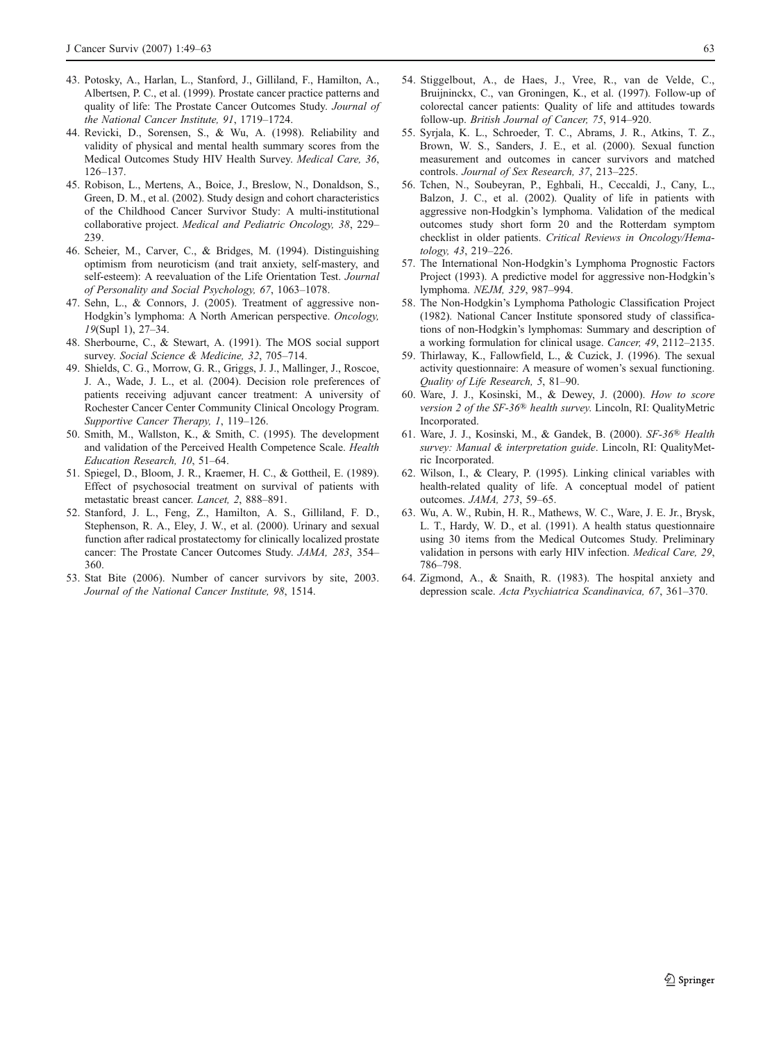43. Potosky, A., Harlan, L., Stanford, J., Gilliland, F., Hamilton, A., Albertsen, P. C., et al. (1999). Prostate cancer practice patterns and quality of life: The Prostate Cancer Outcomes Study. *Journal of the National Cancer Institute, 91*, 1719–1724.
44. Revicki, D., Sorensen, S., & Wu, A. (1998). Reliability and validity of physical and mental health summary scores from the Medical Outcomes Study HIV Health Survey. *Medical Care, 36*, 126–137.
45. Robison, L., Mertens, A., Boice, J., Breslow, N., Donaldson, S., Green, D. M., et al. (2002). Study design and cohort characteristics of the Childhood Cancer Survivor Study: A multi-institutional collaborative project. *Medical and Pediatric Oncology, 38*, 229–239.
46. Scheier, M., Carver, C., & Bridges, M. (1994). Distinguishing optimism from neuroticism (and trait anxiety, self-mastery, and self-esteem): A reevaluation of the Life Orientation Test. *Journal of Personality and Social Psychology, 67*, 1063–1078.
47. Sehn, L., & Connors, J. (2005). Treatment of aggressive non-Hodgkin's lymphoma: A North American perspective. *Oncology, 19*(Supl 1), 27–34.
48. Sherbourne, C., & Stewart, A. (1991). The MOS social support survey. *Social Science & Medicine, 32*, 705–714.
49. Shields, C. G., Morrow, G. R., Griggs, J. J., Mallinger, J., Roscoe, J. A., Wade, J. L., et al. (2004). Decision role preferences of patients receiving adjuvant cancer treatment: A university of Rochester Cancer Center Community Clinical Oncology Program. *Supportive Cancer Therapy, 1*, 119–126.
50. Smith, M., Wallston, K., & Smith, C. (1995). The development and validation of the Perceived Health Competence Scale. *Health Education Research, 10*, 51–64.
51. Spiegel, D., Bloom, J. R., Kraemer, H. C., & Gottheil, E. (1989). Effect of psychosocial treatment on survival of patients with metastatic breast cancer. *Lancet, 2*, 888–891.
52. Stanford, J. L., Feng, Z., Hamilton, A. S., Gilliland, F. D., Stephenson, R. A., Eley, J. W., et al. (2000). Urinary and sexual function after radical prostatectomy for clinically localized prostate cancer: The Prostate Cancer Outcomes Study. *JAMA, 283*, 354–360.
53. Stat Bite (2006). Number of cancer survivors by site, 2003. *Journal of the National Cancer Institute, 98*, 1514.
54. Stiggelbout, A., de Haes, J., Vree, R., van de Velde, C., Bruijninckx, C., van Groningen, K., et al. (1997). Follow-up of colorectal cancer patients: Quality of life and attitudes towards follow-up. *British Journal of Cancer, 75*, 914–920.
55. Syrjala, K. L., Schroeder, T. C., Abrams, J. R., Atkins, T. Z., Brown, W. S., Sanders, J. E., et al. (2000). Sexual function measurement and outcomes in cancer survivors and matched controls. *Journal of Sex Research, 37*, 213–225.
56. Tchen, N., Soubeyran, P., Eghbali, H., Ceccaldi, J., Cany, L., Balzon, J. C., et al. (2002). Quality of life in patients with aggressive non-Hodgkin's lymphoma. Validation of the medical outcomes study short form 20 and the Rotterdam symptom checklist in older patients. *Critical Reviews in Oncology/Hematology, 43*, 219–226.
57. The International Non-Hodgkin's Lymphoma Prognostic Factors Project (1993). A predictive model for aggressive non-Hodgkin's lymphoma. *NEJM, 329*, 987–994.
58. The Non-Hodgkin's Lymphoma Pathologic Classification Project (1982). National Cancer Institute sponsored study of classifications of non-Hodgkin's lymphomas: Summary and description of a working formulation for clinical usage. *Cancer, 49*, 2112–2135.
59. Thirlaway, K., Fallowfield, L., & Cuzick, J. (1996). The sexual activity questionnaire: A measure of women's sexual functioning. *Quality of Life Research, 5*, 81–90.
60. Ware, J. J., Kosinski, M., & Dewey, J. (2000). *How to score version 2 of the SF-36® health survey.* Lincoln, RI: QualityMetric Incorporated.
61. Ware, J. J., Kosinski, M., & Gandek, B. (2000). *SF-36® Health survey: Manual & interpretation guide*. Lincoln, RI: QualityMetric Incorporated.
62. Wilson, I., & Cleary, P. (1995). Linking clinical variables with health-related quality of life. A conceptual model of patient outcomes. *JAMA, 273*, 59–65.
63. Wu, A. W., Rubin, H. R., Mathews, W. C., Ware, J. E. Jr., Brysk, L. T., Hardy, W. D., et al. (1991). A health status questionnaire using 30 items from the Medical Outcomes Study. Preliminary validation in persons with early HIV infection. *Medical Care, 29*, 786–798.
64. Zigmond, A., & Snaith, R. (1983). The hospital anxiety and depression scale. *Acta Psychiatrica Scandinavica, 67*, 361–370.